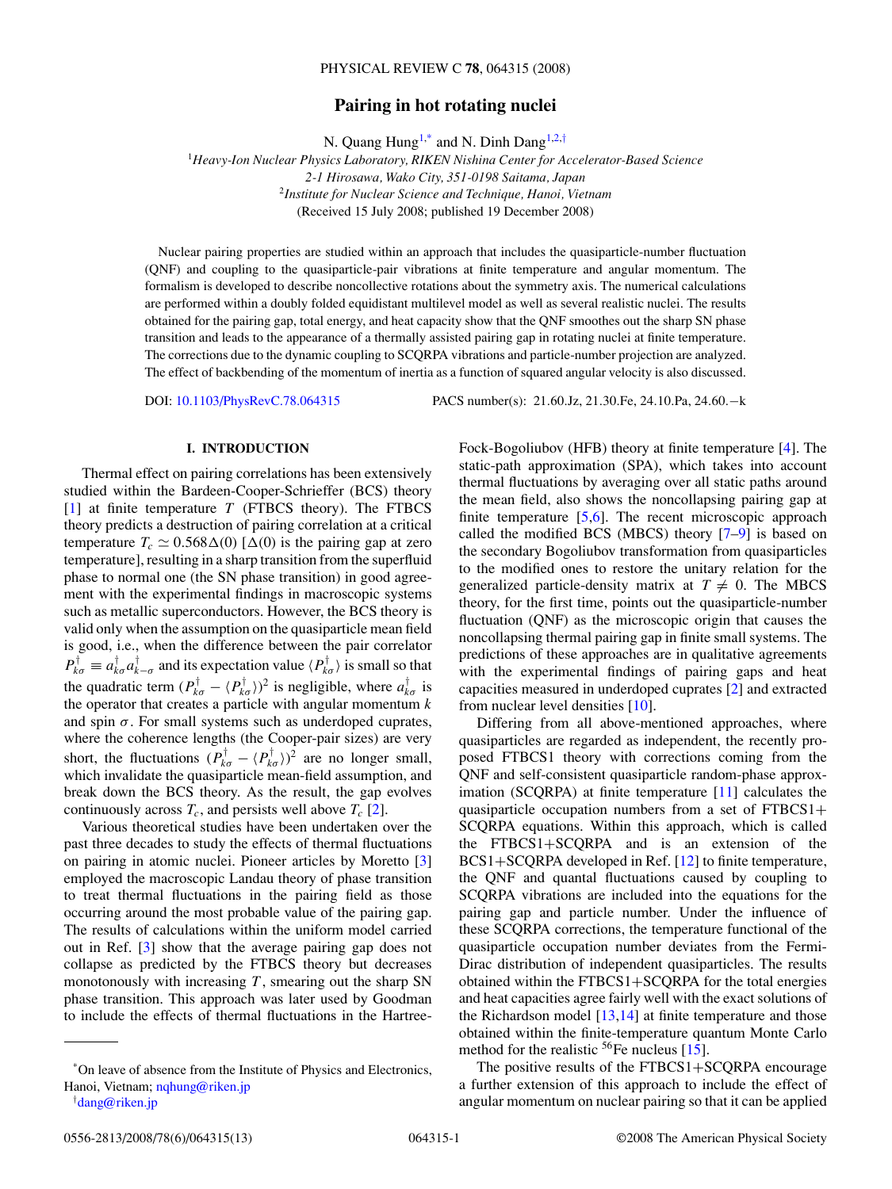# Pairing in hot rotating nuclei

N. Quang Hung[1,*] and N. Dinh Dang[1,2,†]

[1]*Heavy-Ion Nuclear Physics Laboratory, RIKEN Nishina Center for Accelerator-Based Science 2-1 Hirosawa, Wako City, 351-0198 Saitama, Japan*
[2]*Institute for Nuclear Science and Technique, Hanoi, Vietnam*
(Received 15 July 2008; published 19 December 2008)

Nuclear pairing properties are studied within an approach that includes the quasiparticle-number fluctuation (QNF) and coupling to the quasiparticle-pair vibrations at finite temperature and angular momentum. The formalism is developed to describe noncollective rotations about the symmetry axis. The numerical calculations are performed within a doubly folded equidistant multilevel model as well as several realistic nuclei. The results obtained for the pairing gap, total energy, and heat capacity show that the QNF smoothes out the sharp SN phase transition and leads to the appearance of a thermally assisted pairing gap in rotating nuclei at finite temperature. The corrections due to the dynamic coupling to SCQRPA vibrations and particle-number projection are analyzed. The effect of backbending of the momentum of inertia as a function of squared angular velocity is also discussed.

DOI: 10.1103/PhysRevC.78.064315 PACS number(s): 21.60.Jz, 21.30.Fe, 24.10.Pa, 24.60.−k

## I. INTRODUCTION

Thermal effect on pairing correlations has been extensively studied within the Bardeen-Cooper-Schrieffer (BCS) theory [1] at finite temperature $T$ (FTBCS theory). The FTBCS theory predicts a destruction of pairing correlation at a critical temperature $T_c \simeq 0.568\Delta(0)$ [$\Delta(0)$ is the pairing gap at zero temperature], resulting in a sharp transition from the superfluid phase to normal one (the SN phase transition) in good agreement with the experimental findings in macroscopic systems such as metallic superconductors. However, the BCS theory is valid only when the assumption on the quasiparticle mean field is good, i.e., when the difference between the pair correlator $P^{\dagger}_{k\sigma} \equiv a^{\dagger}_{k\sigma}a^{\dagger}_{k-\sigma}$ and its expectation value $\langle P^{\dagger}_{k\sigma}\rangle$ is small so that the quadratic term $(P^{\dagger}_{k\sigma} - \langle P^{\dagger}_{k\sigma}\rangle)^2$ is negligible, where $a^{\dagger}_{k\sigma}$ is the operator that creates a particle with angular momentum $k$ and spin $\sigma$. For small systems such as underdoped cuprates, where the coherence lengths (the Cooper-pair sizes) are very short, the fluctuations $(P^{\dagger}_{k\sigma} - \langle P^{\dagger}_{k\sigma}\rangle)^2$ are no longer small, which invalidate the quasiparticle mean-field assumption, and break down the BCS theory. As the result, the gap evolves continuously across $T_c$, and persists well above $T_c$ [2].

Various theoretical studies have been undertaken over the past three decades to study the effects of thermal fluctuations on pairing in atomic nuclei. Pioneer articles by Moretto [3] employed the macroscopic Landau theory of phase transition to treat thermal fluctuations in the pairing field as those occurring around the most probable value of the pairing gap. The results of calculations within the uniform model carried out in Ref. [3] show that the average pairing gap does not collapse as predicted by the FTBCS theory but decreases monotonously with increasing $T$, smearing out the sharp SN phase transition. This approach was later used by Goodman to include the effects of thermal fluctuations in the Hartree-Fock-Bogoliubov (HFB) theory at finite temperature [4]. The static-path approximation (SPA), which takes into account thermal fluctuations by averaging over all static paths around the mean field, also shows the noncollapsing pairing gap at finite temperature [5,6]. The recent microscopic approach called the modified BCS (MBCS) theory [7–9] is based on the secondary Bogoliubov transformation from quasiparticles to the modified ones to restore the unitary relation for the generalized particle-density matrix at $T \neq 0$. The MBCS theory, for the first time, points out the quasiparticle-number fluctuation (QNF) as the microscopic origin that causes the noncollapsing thermal pairing gap in finite small systems. The predictions of these approaches are in qualitative agreements with the experimental findings of pairing gaps and heat capacities measured in underdoped cuprates [2] and extracted from nuclear level densities [10].

Differing from all above-mentioned approaches, where quasiparticles are regarded as independent, the recently proposed FTBCS1 theory with corrections coming from the QNF and self-consistent quasiparticle random-phase approximation (SCQRPA) at finite temperature [11] calculates the quasiparticle occupation numbers from a set of FTBCS1+SCQRPA equations. Within this approach, which is called the FTBCS1+SCQRPA and is an extension of the BCS1+SCQRPA developed in Ref. [12] to finite temperature, the QNF and quantal fluctuations caused by coupling to SCQRPA vibrations are included into the equations for the pairing gap and particle number. Under the influence of these SCQRPA corrections, the temperature functional of the quasiparticle occupation number deviates from the Fermi-Dirac distribution of independent quasiparticles. The results obtained within the FTBCS1+SCQRPA for the total energies and heat capacities agree fairly well with the exact solutions of the Richardson model [13,14] at finite temperature and those obtained within the finite-temperature quantum Monte Carlo method for the realistic $^{56}$Fe nucleus [15].

The positive results of the FTBCS1+SCQRPA encourage a further extension of this approach to include the effect of angular momentum on nuclear pairing so that it can be applied

---

*On leave of absence from the Institute of Physics and Electronics, Hanoi, Vietnam; nqhung@riken.jp

†dang@riken.jp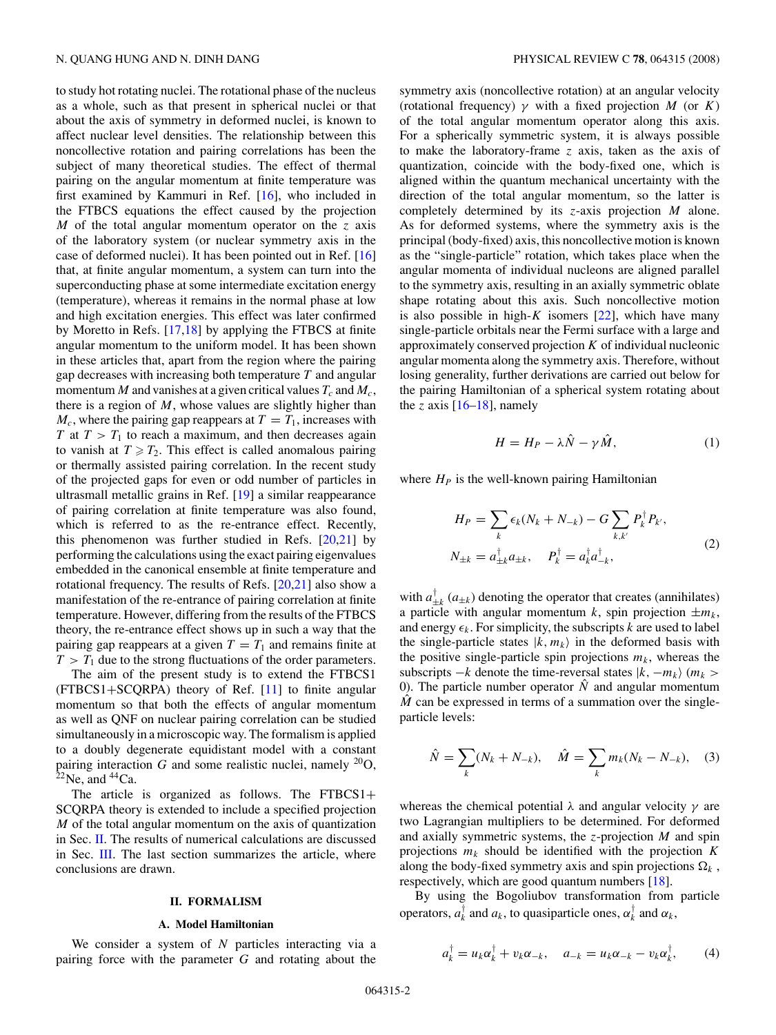to study hot rotating nuclei. The rotational phase of the nucleus as a whole, such as that present in spherical nuclei or that about the axis of symmetry in deformed nuclei, is known to affect nuclear level densities. The relationship between this noncollective rotation and pairing correlations has been the subject of many theoretical studies. The effect of thermal pairing on the angular momentum at finite temperature was first examined by Kammuri in Ref. [16], who included in the FTBCS equations the effect caused by the projection $M$ of the total angular momentum operator on the $z$ axis of the laboratory system (or nuclear symmetry axis in the case of deformed nuclei). It has been pointed out in Ref. [16] that, at finite angular momentum, a system can turn into the superconducting phase at some intermediate excitation energy (temperature), whereas it remains in the normal phase at low and high excitation energies. This effect was later confirmed by Moretto in Refs. [17,18] by applying the FTBCS at finite angular momentum to the uniform model. It has been shown in these articles that, apart from the region where the pairing gap decreases with increasing both temperature $T$ and angular momentum $M$ and vanishes at a given critical values $T_c$ and $M_c$, there is a region of $M$, whose values are slightly higher than $M_c$, where the pairing gap reappears at $T = T_1$, increases with $T$ at $T > T_1$ to reach a maximum, and then decreases again to vanish at $T \geqslant T_2$. This effect is called anomalous pairing or thermally assisted pairing correlation. In the recent study of the projected gaps for even or odd number of particles in ultrasmall metallic grains in Ref. [19] a similar reappearance of pairing correlation at finite temperature was also found, which is referred to as the re-entrance effect. Recently, this phenomenon was further studied in Refs. [20,21] by performing the calculations using the exact pairing eigenvalues embedded in the canonical ensemble at finite temperature and rotational frequency. The results of Refs. [20,21] also show a manifestation of the re-entrance of pairing correlation at finite temperature. However, differing from the results of the FTBCS theory, the re-entrance effect shows up in such a way that the pairing gap reappears at a given $T = T_1$ and remains finite at $T > T_1$ due to the strong fluctuations of the order parameters.

The aim of the present study is to extend the FTBCS1 (FTBCS1+SCQRPA) theory of Ref. [11] to finite angular momentum so that both the effects of angular momentum as well as QNF on nuclear pairing correlation can be studied simultaneously in a microscopic way. The formalism is applied to a doubly degenerate equidistant model with a constant pairing interaction $G$ and some realistic nuclei, namely $^{20}$O, $^{22}$Ne, and $^{44}$Ca.

The article is organized as follows. The FTBCS1+SCQRPA theory is extended to include a specified projection $M$ of the total angular momentum on the axis of quantization in Sec. II. The results of numerical calculations are discussed in Sec. III. The last section summarizes the article, where conclusions are drawn.

## II. FORMALISM

### A. Model Hamiltonian

We consider a system of $N$ particles interacting via a pairing force with the parameter $G$ and rotating about the symmetry axis (noncollective rotation) at an angular velocity (rotational frequency) $\gamma$ with a fixed projection $M$ (or $K$) of the total angular momentum operator along this axis. For a spherically symmetric system, it is always possible to make the laboratory-frame $z$ axis, taken as the axis of quantization, coincide with the body-fixed one, which is aligned within the quantum mechanical uncertainty with the direction of the total angular momentum, so the latter is completely determined by its $z$-axis projection $M$ alone. As for deformed systems, where the symmetry axis is the principal (body-fixed) axis, this noncollective motion is known as the "single-particle" rotation, which takes place when the angular momenta of individual nucleons are aligned parallel to the symmetry axis, resulting in an axially symmetric oblate shape rotating about this axis. Such noncollective motion is also possible in high-$K$ isomers [22], which have many single-particle orbitals near the Fermi surface with a large and approximately conserved projection $K$ of individual nucleonic angular momenta along the symmetry axis. Therefore, without losing generality, further derivations are carried out below for the pairing Hamiltonian of a spherical system rotating about the $z$ axis [16–18], namely

$$H = H_P - \lambda \hat{N} - \gamma \hat{M}, \tag{1}$$

where $H_P$ is the well-known pairing Hamiltonian

$$\begin{aligned} H_P &= \sum_k \epsilon_k (N_k + N_{-k}) - G \sum_{k,k'} P_k^\dagger P_{k'}, \\ N_{\pm k} &= a_{\pm k}^\dagger a_{\pm k}, \quad P_k^\dagger = a_k^\dagger a_{-k}^\dagger, \end{aligned} \tag{2}$$

with $a_{\pm k}^\dagger$ ($a_{\pm k}$) denoting the operator that creates (annihilates) a particle with angular momentum $k$, spin projection $\pm m_k$, and energy $\epsilon_k$. For simplicity, the subscripts $k$ are used to label the single-particle states $|k, m_k\rangle$ in the deformed basis with the positive single-particle spin projections $m_k$, whereas the subscripts $-k$ denote the time-reversal states $|k, -m_k\rangle$ ($m_k > 0$). The particle number operator $\hat{N}$ and angular momentum $\hat{M}$ can be expressed in terms of a summation over the single-particle levels:

$$\hat{N} = \sum_k (N_k + N_{-k}), \quad \hat{M} = \sum_k m_k (N_k - N_{-k}), \tag{3}$$

whereas the chemical potential $\lambda$ and angular velocity $\gamma$ are two Lagrangian multipliers to be determined. For deformed and axially symmetric systems, the $z$-projection $M$ and spin projections $m_k$ should be identified with the projection $K$ along the body-fixed symmetry axis and spin projections $\Omega_k$, respectively, which are good quantum numbers [18].

By using the Bogoliubov transformation from particle operators, $a_k^\dagger$ and $a_k$, to quasiparticle ones, $\alpha_k^\dagger$ and $\alpha_k$,

$$a_k^\dagger = u_k \alpha_k^\dagger + v_k \alpha_{-k}, \quad a_{-k} = u_k \alpha_{-k} - v_k \alpha_k^\dagger, \tag{4}$$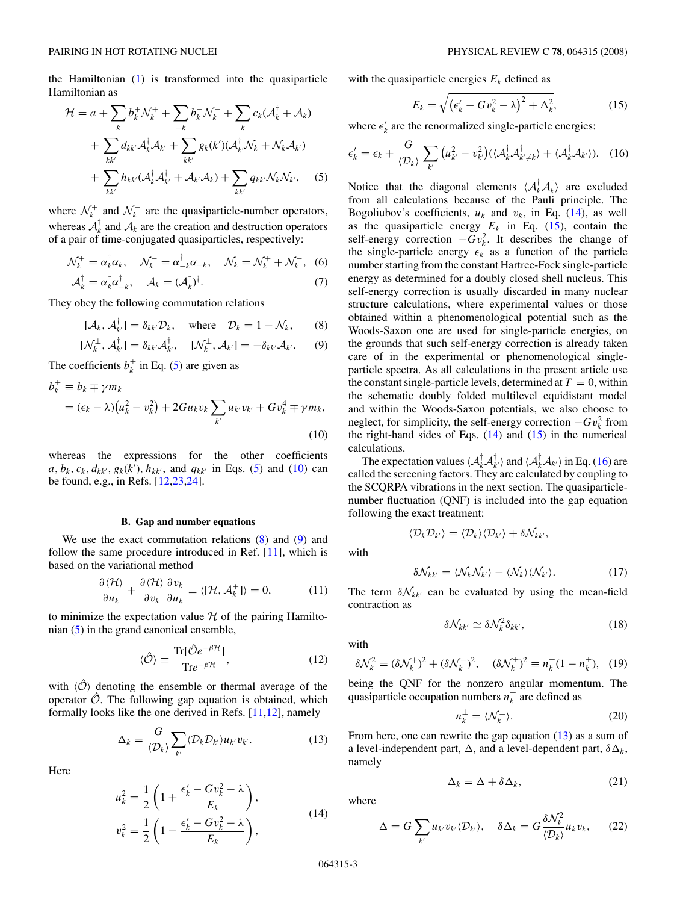the Hamiltonian (1) is transformed into the quasiparticle Hamiltonian as

$$\mathcal{H} = a + \sum_k b_k^+ \mathcal{N}_k^+ + \sum_{-k} b_k^- \mathcal{N}_k^- + \sum_k c_k(\mathcal{A}_k^\dagger + \mathcal{A}_k) + \sum_{kk'} d_{kk'} \mathcal{A}_k^\dagger \mathcal{A}_{k'} + \sum_{kk'} g_k(k')(\mathcal{A}_{k'}^\dagger \mathcal{N}_k + \mathcal{N}_k \mathcal{A}_{k'}) + \sum_{kk'} h_{kk'}(\mathcal{A}_k^\dagger \mathcal{A}_{k'}^\dagger + \mathcal{A}_{k'} \mathcal{A}_k) + \sum_{kk'} q_{kk'} \mathcal{N}_k \mathcal{N}_{k'}, \quad (5)$$

where $\mathcal{N}_k^+$ and $\mathcal{N}_k^-$ are the quasiparticle-number operators, whereas $\mathcal{A}_k^\dagger$ and $\mathcal{A}_k$ are the creation and destruction operators of a pair of time-conjugated quasiparticles, respectively:

$$\mathcal{N}_k^+ = \alpha_k^\dagger \alpha_k, \quad \mathcal{N}_k^- = \alpha_{-k}^\dagger \alpha_{-k}, \quad \mathcal{N}_k = \mathcal{N}_k^+ + \mathcal{N}_k^-, \quad (6)$$

$$\mathcal{A}_k^\dagger = \alpha_k^\dagger \alpha_{-k}^\dagger, \quad \mathcal{A}_k = (\mathcal{A}_k^\dagger)^\dagger. \quad (7)$$

They obey the following commutation relations

$$[\mathcal{A}_k, \mathcal{A}_{k'}^\dagger] = \delta_{kk'} \mathcal{D}_k, \quad \text{where} \quad \mathcal{D}_k = 1 - \mathcal{N}_k, \quad (8)$$

$$[\mathcal{N}_k^\pm, \mathcal{A}_{k'}^\dagger] = \delta_{kk'} \mathcal{A}_{k'}^\dagger, \quad [\mathcal{N}_k^\pm, \mathcal{A}_{k'}] = -\delta_{kk'} \mathcal{A}_{k'}. \quad (9)$$

The coefficients $b_k^\pm$ in Eq. (5) are given as

$$b_k^\pm \equiv b_k \mp \gamma m_k = (\epsilon_k - \lambda)(u_k^2 - v_k^2) + 2G u_k v_k \sum_{k'} u_{k'} v_{k'} + G v_k^4 \mp \gamma m_k, \quad (10)$$

whereas the expressions for the other coefficients $a, b_k, c_k, d_{kk'}, g_k(k'), h_{kk'}$, and $q_{kk'}$ in Eqs. (5) and (10) can be found, e.g., in Refs. [12,23,24].

### B. Gap and number equations

We use the exact commutation relations (8) and (9) and follow the same procedure introduced in Ref. [11], which is based on the variational method

$$\frac{\partial \langle \mathcal{H} \rangle}{\partial u_k} + \frac{\partial \langle \mathcal{H} \rangle}{\partial v_k} \frac{\partial v_k}{\partial u_k} \equiv \langle [\mathcal{H}, \mathcal{A}_k^+] \rangle = 0, \quad (11)$$

to minimize the expectation value $\mathcal{H}$ of the pairing Hamiltonian (5) in the grand canonical ensemble,

$$\langle \hat{\mathcal{O}} \rangle \equiv \frac{\mathrm{Tr}[\hat{\mathcal{O}} e^{-\beta \mathcal{H}}]}{\mathrm{Tr} e^{-\beta \mathcal{H}}}, \quad (12)$$

with $\langle \hat{\mathcal{O}} \rangle$ denoting the ensemble or thermal average of the operator $\hat{\mathcal{O}}$. The following gap equation is obtained, which formally looks like the one derived in Refs. [11,12], namely

$$\Delta_k = \frac{G}{\langle \mathcal{D}_k \rangle} \sum_{k'} \langle \mathcal{D}_k \mathcal{D}_{k'} \rangle u_{k'} v_{k'}. \quad (13)$$

Here

$$u_k^2 = \frac{1}{2}\left(1 + \frac{\epsilon_k' - G v_k^2 - \lambda}{E_k}\right), \quad v_k^2 = \frac{1}{2}\left(1 - \frac{\epsilon_k' - G v_k^2 - \lambda}{E_k}\right), \quad (14)$$

with the quasiparticle energies $E_k$ defined as

$$E_k = \sqrt{\left(\epsilon_k' - G v_k^2 - \lambda\right)^2 + \Delta_k^2}, \quad (15)$$

where $\epsilon_k'$ are the renormalized single-particle energies:

$$\epsilon_k' = \epsilon_k + \frac{G}{\langle \mathcal{D}_k \rangle} \sum_{k'} \left(u_{k'}^2 - v_{k'}^2\right)\left(\langle \mathcal{A}_k^\dagger \mathcal{A}_{k' \neq k}^\dagger \rangle + \langle \mathcal{A}_k^\dagger \mathcal{A}_{k'} \rangle\right). \quad (16)$$

Notice that the diagonal elements $\langle \mathcal{A}_k^\dagger \mathcal{A}_k^\dagger \rangle$ are excluded from all calculations because of the Pauli principle. The Bogoliubov's coefficients, $u_k$ and $v_k$, in Eq. (14), as well as the quasiparticle energy $E_k$ in Eq. (15), contain the self-energy correction $-G v_k^2$. It describes the change of the single-particle energy $\epsilon_k$ as a function of the particle number starting from the constant Hartree-Fock single-particle energy as determined for a doubly closed shell nucleus. This self-energy correction is usually discarded in many nuclear structure calculations, where experimental values or those obtained within a phenomenological potential such as the Woods-Saxon one are used for single-particle energies, on the grounds that such self-energy correction is already taken care of in the experimental or phenomenological single-particle spectra. As all calculations in the present article use the constant single-particle levels, determined at $T = 0$, within the schematic doubly folded multilevel equidistant model and within the Woods-Saxon potentials, we also choose to neglect, for simplicity, the self-energy correction $-G v_k^2$ from the right-hand sides of Eqs. (14) and (15) in the numerical calculations.

The expectation values $\langle \mathcal{A}_k^\dagger \mathcal{A}_{k'}^\dagger \rangle$ and $\langle \mathcal{A}_k^\dagger \mathcal{A}_{k'} \rangle$ in Eq. (16) are called the screening factors. They are calculated by coupling to the SCQRPA vibrations in the next section. The quasiparticle-number fluctuation (QNF) is included into the gap equation following the exact treatment:

$$\langle \mathcal{D}_k \mathcal{D}_{k'} \rangle = \langle \mathcal{D}_k \rangle \langle \mathcal{D}_{k'} \rangle + \delta \mathcal{N}_{kk'},$$

with

$$\delta \mathcal{N}_{kk'} = \langle \mathcal{N}_k \mathcal{N}_{k'} \rangle - \langle \mathcal{N}_k \rangle \langle \mathcal{N}_{k'} \rangle. \quad (17)$$

The term $\delta \mathcal{N}_{kk'}$ can be evaluated by using the mean-field contraction as

$$\delta \mathcal{N}_{kk'} \simeq \delta \mathcal{N}_k^2 \delta_{kk'}, \quad (18)$$

with

$$\delta \mathcal{N}_k^2 = (\delta \mathcal{N}_k^+)^2 + (\delta \mathcal{N}_k^-)^2, \quad (\delta \mathcal{N}_k^\pm)^2 \equiv n_k^\pm (1 - n_k^\pm), \quad (19)$$

being the QNF for the nonzero angular momentum. The quasiparticle occupation numbers $n_k^\pm$ are defined as

$$n_k^\pm = \langle \mathcal{N}_k^\pm \rangle. \quad (20)$$

From here, one can rewrite the gap equation (13) as a sum of a level-independent part, $\Delta$, and a level-dependent part, $\delta \Delta_k$, namely

$$\Delta_k = \Delta + \delta \Delta_k, \quad (21)$$

where

$$\Delta = G \sum_{k'} u_{k'} v_{k'} \langle \mathcal{D}_{k'} \rangle, \quad \delta \Delta_k = G \frac{\delta \mathcal{N}_k^2}{\langle \mathcal{D}_k \rangle} u_k v_k, \quad (22)$$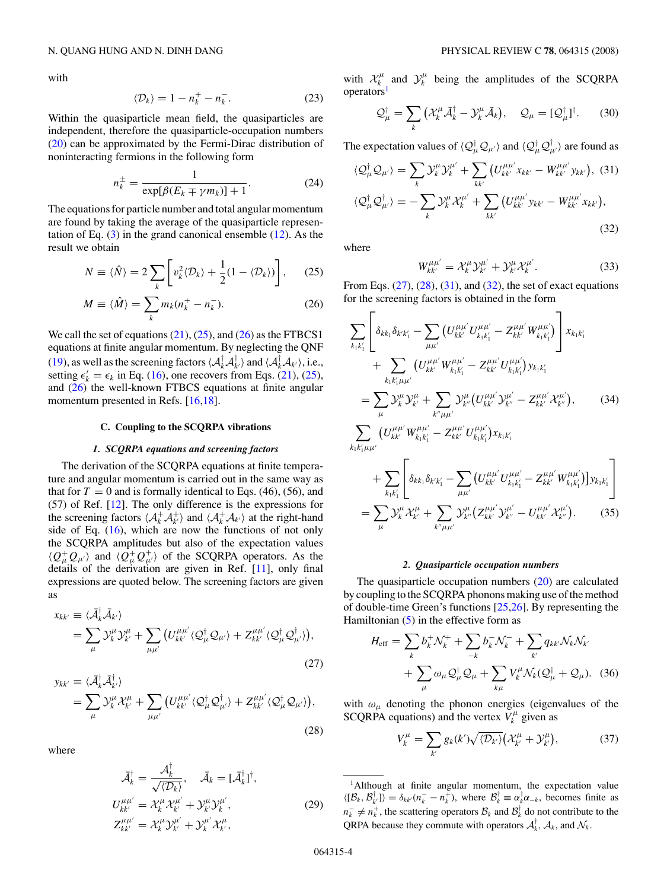with

$$\langle \mathcal{D}_k \rangle = 1 - n_k^+ - n_k^- . \tag{23}$$

Within the quasiparticle mean field, the quasiparticles are independent, therefore the quasiparticle-occupation numbers (20) can be approximated by the Fermi-Dirac distribution of noninteracting fermions in the following form

$$n_k^{\pm} = \frac{1}{\exp[\beta(E_k \mp \gamma m_k)] + 1}. \tag{24}$$

The equations for particle number and total angular momentum are found by taking the average of the quasiparticle representation of Eq. (3) in the grand canonical ensemble (12). As the result we obtain

$$N \equiv \langle \hat{N} \rangle = 2 \sum_k \left[ v_k^2 \langle \mathcal{D}_k \rangle + \frac{1}{2}(1 - \langle \mathcal{D}_k \rangle) \right], \tag{25}$$

$$M \equiv \langle \hat{M} \rangle = \sum_k m_k (n_k^+ - n_k^-). \tag{26}$$

We call the set of equations (21), (25), and (26) as the FTBCS1 equations at finite angular momentum. By neglecting the QNF (19), as well as the screening factors $\langle \mathcal{A}_k^\dagger \mathcal{A}_{k'}^\dagger \rangle$ and $\langle \mathcal{A}_k^\dagger \mathcal{A}_{k'} \rangle$, i.e., setting $\epsilon'_k = \epsilon_k$ in Eq. (16), one recovers from Eqs. (21), (25), and (26) the well-known FTBCS equations at finite angular momentum presented in Refs. [16,18].

### C. Coupling to the SCQRPA vibrations

#### 1. SCQRPA equations and screening factors

The derivation of the SCQRPA equations at finite temperature and angular momentum is carried out in the same way as that for $T = 0$ and is formally identical to Eqs. (46), (56), and (57) of Ref. [12]. The only difference is the expressions for the screening factors $\langle \mathcal{A}_k^+ \mathcal{A}_{k'}^+ \rangle$ and $\langle \mathcal{A}_k^+ \mathcal{A}_k \rangle$ at the right-hand side of Eq. (16), which are now the functions of not only the SCQRPA amplitudes but also of the expectation values $\langle Q_\mu^+ Q_{\mu'} \rangle$ and $\langle Q_\mu^+ Q_{\mu'}^+ \rangle$ of the SCQRPA operators. As the details of the derivation are given in Ref. [11], only final expressions are quoted below. The screening factors are given as

$$\begin{aligned} x_{kk'} &\equiv \langle \bar{\mathcal{A}}_k^\dagger \bar{\mathcal{A}}_{k'} \rangle \\ &= \sum_\mu \mathcal{Y}_k^\mu \mathcal{Y}_{k'}^\mu + \sum_{\mu\mu'} \left( U_{kk'}^{\mu\mu'} \langle \mathcal{Q}_\mu^\dagger \mathcal{Q}_{\mu'} \rangle + Z_{kk'}^{\mu\mu'} \langle \mathcal{Q}_\mu^\dagger \mathcal{Q}_{\mu'}^\dagger \rangle \right), \end{aligned} \tag{27}$$

$$\begin{aligned} y_{kk'} &\equiv \langle \bar{\mathcal{A}}_k^\dagger \bar{\mathcal{A}}_{k'}^\dagger \rangle \\ &= \sum_\mu \mathcal{Y}_k^\mu \mathcal{X}_{k'}^\mu + \sum_{\mu\mu'} \left( U_{kk'}^{\mu\mu'} \langle \mathcal{Q}_\mu^\dagger \mathcal{Q}_{\mu'}^\dagger \rangle + Z_{kk'}^{\mu\mu'} \langle \mathcal{Q}_\mu^\dagger \mathcal{Q}_{\mu'} \rangle \right), \end{aligned} \tag{28}$$

where

$$\begin{aligned} \bar{\mathcal{A}}_k^\dagger &= \frac{\mathcal{A}_k^\dagger}{\sqrt{\langle \mathcal{D}_k \rangle}}, \quad \bar{\mathcal{A}}_k = [\bar{\mathcal{A}}_k^\dagger]^\dagger, \\ U_{kk'}^{\mu\mu'} &= \mathcal{X}_k^\mu \mathcal{X}_{k'}^{\mu'} + \mathcal{Y}_k^\mu \mathcal{Y}_{k'}^{\mu'}, \\ Z_{kk'}^{\mu\mu'} &= \mathcal{X}_k^\mu \mathcal{Y}_{k'}^{\mu'} + \mathcal{Y}_k^{\mu'} \mathcal{X}_{k'}^\mu, \end{aligned} \tag{29}$$

with $\mathcal{X}_k^\mu$ and $\mathcal{Y}_k^\mu$ being the amplitudes of the SCQRPA operators[1]

$$\mathcal{Q}_\mu^\dagger = \sum_k \left( \mathcal{X}_k^\mu \bar{\mathcal{A}}_k^\dagger - \mathcal{Y}_k^\mu \bar{\mathcal{A}}_k \right), \quad \mathcal{Q}_\mu = [\mathcal{Q}_\mu^\dagger]^\dagger. \tag{30}$$

The expectation values of $\langle \mathcal{Q}_\mu^\dagger \mathcal{Q}_{\mu'} \rangle$ and $\langle \mathcal{Q}_\mu^\dagger \mathcal{Q}_{\mu'}^\dagger \rangle$ are found as

$$\langle \mathcal{Q}_\mu^\dagger \mathcal{Q}_{\mu'} \rangle = \sum_k \mathcal{Y}_k^\mu \mathcal{Y}_k^{\mu'} + \sum_{kk'} \left( U_{kk'}^{\mu\mu'} x_{kk'} - W_{kk'}^{\mu\mu'} y_{kk'} \right), \tag{31}$$

$$\langle \mathcal{Q}_\mu^\dagger \mathcal{Q}_{\mu'}^\dagger \rangle = -\sum_k \mathcal{Y}_k^\mu \mathcal{X}_k^{\mu'} + \sum_{kk'} \left( U_{kk'}^{\mu\mu'} y_{kk'} - W_{kk'}^{\mu\mu'} x_{kk'} \right), \tag{32}$$

where

$$W_{kk'}^{\mu\mu'} = \mathcal{X}_k^\mu \mathcal{Y}_{k'}^{\mu'} + \mathcal{Y}_k^\mu \mathcal{X}_{k'}^{\mu'}. \tag{33}$$

From Eqs. (27), (28), (31), and (32), the set of exact equations for the screening factors is obtained in the form

$$\begin{aligned} &\sum_{k_1 k_1'} \left[ \delta_{kk_1} \delta_{k'k_1'} - \sum_{\mu\mu'} \left( U_{kk'}^{\mu\mu'} U_{k_1 k_1'}^{\mu\mu'} - Z_{kk'}^{\mu\mu'} W_{k_1 k_1'}^{\mu\mu'} \right) \right] x_{k_1 k_1'} \\ &\quad + \sum_{k_1 k_1' \mu\mu'} \left( U_{kk'}^{\mu\mu'} W_{k_1 k_1'}^{\mu\mu'} - Z_{kk'}^{\mu\mu'} U_{k_1 k_1'}^{\mu\mu'} \right) y_{k_1 k_1'} \\ &= \sum_\mu \mathcal{Y}_k^\mu \mathcal{Y}_{k'}^\mu + \sum_{k''\mu\mu'} \mathcal{Y}_{k''}^\mu \left( U_{kk'}^{\mu\mu'} \mathcal{Y}_{k''}^{\mu'} - Z_{kk'}^{\mu\mu'} \mathcal{X}_{k''}^{\mu'} \right), \end{aligned} \tag{34}$$

$$\begin{aligned} &\sum_{k_1 k_1' \mu\mu'} \left( U_{kk'}^{\mu\mu'} W_{k_1 k_1'}^{\mu\mu'} - Z_{kk'}^{\mu\mu'} U_{k_1 k_1'}^{\mu\mu'} \right) x_{k_1 k_1'} \\ &\quad + \sum_{k_1 k_1'} \left[ \delta_{kk_1} \delta_{k'k_1'} - \sum_{\mu\mu'} \left( U_{kk'}^{\mu\mu'} U_{k_1 k_1'}^{\mu\mu'} - Z_{kk'}^{\mu\mu'} W_{k_1 k_1'}^{\mu\mu'} \right) \right] y_{k_1 k_1'} \\ &= \sum_\mu \mathcal{Y}_k^\mu \mathcal{X}_{k'}^\mu + \sum_{k''\mu\mu'} \mathcal{Y}_{k''}^\mu \left( Z_{kk'}^{\mu\mu'} \mathcal{Y}_{k''}^{\mu'} - U_{kk'}^{\mu\mu'} \mathcal{X}_{k''}^{\mu'} \right). \end{aligned} \tag{35}$$

#### 2. Quasiparticle occupation numbers

The quasiparticle occupation numbers (20) are calculated by coupling to the SCQRPA phonons making use of the method of double-time Green's functions [25,26]. By representing the Hamiltonian (5) in the effective form as

$$\begin{aligned} H_{\text{eff}} = &\sum_k b_k^+ \mathcal{N}_k^+ + \sum_{-k} b_k^- \mathcal{N}_k^- + \sum_{k'} q_{kk'} \mathcal{N}_k \mathcal{N}_{k'} \\ &+ \sum_\mu \omega_\mu \mathcal{Q}_\mu^\dagger \mathcal{Q}_\mu + \sum_{k\mu} V_k^\mu \mathcal{N}_k (\mathcal{Q}_\mu^\dagger + \mathcal{Q}_\mu). \end{aligned} \tag{36}$$

with $\omega_\mu$ denoting the phonon energies (eigenvalues of the SCQRPA equations) and the vertex $V_k^\mu$ given as

$$V_k^\mu = \sum_{k'} g_k(k') \sqrt{\langle \mathcal{D}_{k'} \rangle} \left( \mathcal{X}_{k'}^\mu + \mathcal{Y}_{k'}^\mu \right), \tag{37}$$

---

[1] Although at finite angular momentum, the expectation value $\langle [\mathcal{B}_k, \mathcal{B}_{k'}^\dagger] \rangle = \delta_{kk'}(n_k^- - n_k^+)$, where $\mathcal{B}_k^\dagger \equiv \alpha_k^\dagger \alpha_{-k}$, becomes finite as $n_k^- \neq n_k^+$, the scattering operators $\mathcal{B}_k$ and $\mathcal{B}_k^\dagger$ do not contribute to the QRPA because they commute with operators $\mathcal{A}_k^\dagger$, $\mathcal{A}_k$, and $\mathcal{N}_k$.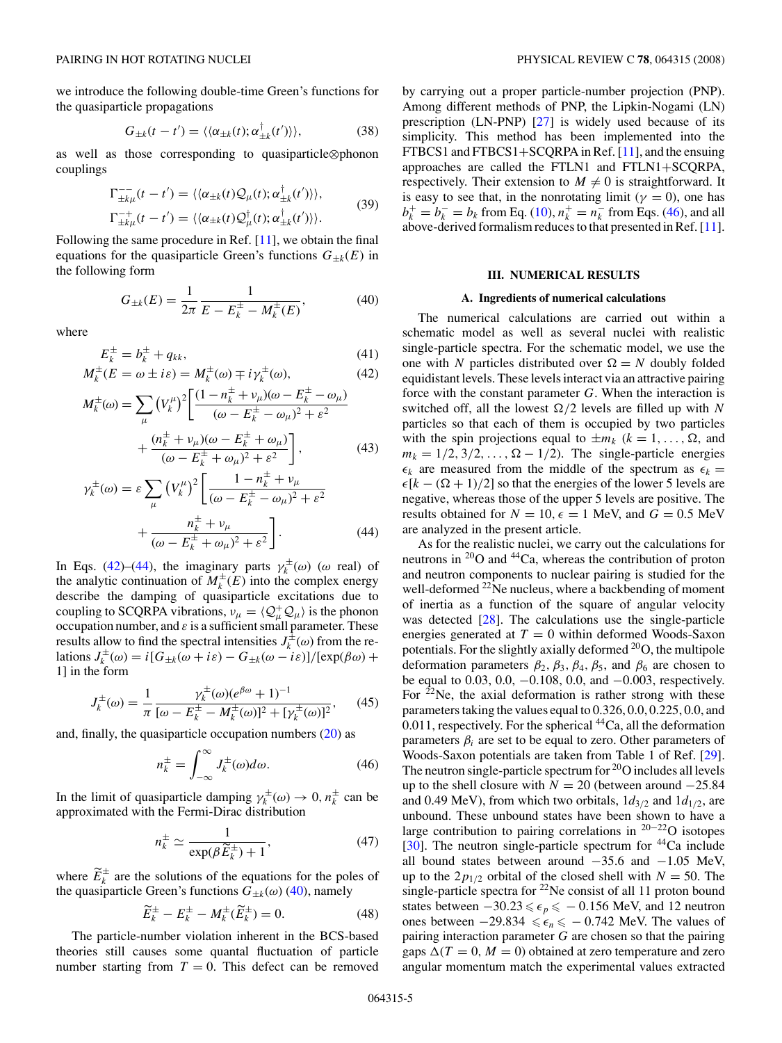we introduce the following double-time Green's functions for the quasiparticle propagations

$$G_{\pm k}(t-t') = \langle\langle \alpha_{\pm k}(t); \alpha^{\dagger}_{\pm k}(t')\rangle\rangle, \tag{38}$$

as well as those corresponding to quasiparticle⊗phonon couplings

$$\begin{aligned}\Gamma^{--}_{\pm k\mu}(t-t') &= \langle\langle \alpha_{\pm k}(t)\mathcal{Q}_{\mu}(t); \alpha^{\dagger}_{\pm k}(t')\rangle\rangle,\\ \Gamma^{-+}_{\pm k\mu}(t-t') &= \langle\langle \alpha_{\pm k}(t)\mathcal{Q}^{\dagger}_{\mu}(t); \alpha^{\dagger}_{\pm k}(t')\rangle\rangle.\end{aligned} \tag{39}$$

Following the same procedure in Ref. [11], we obtain the final equations for the quasiparticle Green's functions $G_{\pm k}(E)$ in the following form

$$G_{\pm k}(E) = \frac{1}{2\pi}\frac{1}{E - E^{\pm}_{k} - M^{\pm}_{k}(E)}, \tag{40}$$

where

$$E^{\pm}_{k} = b^{\pm}_{k} + q_{kk}, \tag{41}$$

$$M^{\pm}_{k}(E = \omega \pm i\varepsilon) = M^{\pm}_{k}(\omega) \mp i\gamma^{\pm}_{k}(\omega), \tag{42}$$

$$M^{\pm}_{k}(\omega) = \sum_{\mu}\left(V^{\mu}_{k}\right)^{2}\left[\frac{(1-n^{\pm}_{k}+\nu_{\mu})(\omega - E^{\pm}_{k} - \omega_{\mu})}{(\omega - E^{\pm}_{k} - \omega_{\mu})^{2}+\varepsilon^{2}} + \frac{(n^{\pm}_{k}+\nu_{\mu})(\omega - E^{\pm}_{k} + \omega_{\mu})}{(\omega - E^{\pm}_{k} + \omega_{\mu})^{2}+\varepsilon^{2}}\right], \tag{43}$$

$$\gamma^{\pm}_{k}(\omega) = \varepsilon\sum_{\mu}\left(V^{\mu}_{k}\right)^{2}\left[\frac{1-n^{\pm}_{k}+\nu_{\mu}}{(\omega - E^{\pm}_{k} - \omega_{\mu})^{2}+\varepsilon^{2}} + \frac{n^{\pm}_{k}+\nu_{\mu}}{(\omega - E^{\pm}_{k} + \omega_{\mu})^{2}+\varepsilon^{2}}\right]. \tag{44}$$

In Eqs. (42)–(44), the imaginary parts $\gamma^{\pm}_{k}(\omega)$ ($\omega$ real) of the analytic continuation of $M^{\pm}_{k}(E)$ into the complex energy describe the damping of quasiparticle excitations due to coupling to SCQRPA vibrations, $\nu_{\mu} = \langle \mathcal{Q}^{+}_{\mu}\mathcal{Q}_{\mu}\rangle$ is the phonon occupation number, and $\varepsilon$ is a sufficient small parameter. These results allow to find the spectral intensities $J^{\pm}_{k}(\omega)$ from the relations $J^{\pm}_{k}(\omega) = i[G_{\pm k}(\omega + i\varepsilon) - G_{\pm k}(\omega - i\varepsilon)]/[\exp(\beta\omega)+1]$ in the form

$$J^{\pm}_{k}(\omega) = \frac{1}{\pi}\frac{\gamma^{\pm}_{k}(\omega)(e^{\beta\omega}+1)^{-1}}{[\omega - E^{\pm}_{k} - M^{\pm}_{k}(\omega)]^{2} + [\gamma^{\pm}_{k}(\omega)]^{2}}, \tag{45}$$

and, finally, the quasiparticle occupation numbers (20) as

$$n^{\pm}_{k} = \int_{-\infty}^{\infty} J^{\pm}_{k}(\omega)d\omega. \tag{46}$$

In the limit of quasiparticle damping $\gamma^{\pm}_{k}(\omega) \to 0$, $n^{\pm}_{k}$ can be approximated with the Fermi-Dirac distribution

$$n^{\pm}_{k} \simeq \frac{1}{\exp(\beta\widetilde{E}^{\pm}_{k})+1}, \tag{47}$$

where $\widetilde{E}^{\pm}_{k}$ are the solutions of the equations for the poles of the quasiparticle Green's functions $G_{\pm k}(\omega)$ (40), namely

$$\widetilde{E}^{\pm}_{k} - E^{\pm}_{k} - M^{\pm}_{k}(\widetilde{E}^{\pm}_{k}) = 0. \tag{48}$$

The particle-number violation inherent in the BCS-based theories still causes some quantal fluctuation of particle number starting from $T = 0$. This defect can be removed by carrying out a proper particle-number projection (PNP). Among different methods of PNP, the Lipkin-Nogami (LN) prescription (LN-PNP) [27] is widely used because of its simplicity. This method has been implemented into the FTBCS1 and FTBCS1+SCQRPA in Ref. [11], and the ensuing approaches are called the FTLN1 and FTLN1+SCQRPA, respectively. Their extension to $M \neq 0$ is straightforward. It is easy to see that, in the nonrotating limit ($\gamma = 0$), one has $b^{+}_{k} = b^{-}_{k} = b_{k}$ from Eq. (10), $n^{+}_{k} = n^{-}_{k}$ from Eqs. (46), and all above-derived formalism reduces to that presented in Ref. [11].

## III. NUMERICAL RESULTS

### A. Ingredients of numerical calculations

The numerical calculations are carried out within a schematic model as well as several nuclei with realistic single-particle spectra. For the schematic model, we use the one with $N$ particles distributed over $\Omega = N$ doubly folded equidistant levels. These levels interact via an attractive pairing force with the constant parameter $G$. When the interaction is switched off, all the lowest $\Omega/2$ levels are filled up with $N$ particles so that each of them is occupied by two particles with the spin projections equal to $\pm m_{k}$ ($k = 1, \ldots, \Omega$, and $m_{k} = 1/2, 3/2, \ldots, \Omega - 1/2$). The single-particle energies $\epsilon_{k}$ are measured from the middle of the spectrum as $\epsilon_{k} = \epsilon[k - (\Omega+1)/2]$ so that the energies of the lower 5 levels are negative, whereas those of the upper 5 levels are positive. The results obtained for $N = 10$, $\epsilon = 1$ MeV, and $G = 0.5$ MeV are analyzed in the present article.

As for the realistic nuclei, we carry out the calculations for neutrons in $^{20}$O and $^{44}$Ca, whereas the contribution of proton and neutron components to nuclear pairing is studied for the well-deformed $^{22}$Ne nucleus, where a backbending of moment of inertia as a function of the square of angular velocity was detected [28]. The calculations use the single-particle energies generated at $T = 0$ within deformed Woods-Saxon potentials. For the slightly axially deformed $^{20}$O, the multipole deformation parameters $\beta_{2}$, $\beta_{3}$, $\beta_{4}$, $\beta_{5}$, and $\beta_{6}$ are chosen to be equal to 0.03, 0.0, −0.108, 0.0, and −0.003, respectively. For $^{22}$Ne, the axial deformation is rather strong with these parameters taking the values equal to 0.326, 0.0, 0.225, 0.0, and 0.011, respectively. For the spherical $^{44}$Ca, all the deformation parameters $\beta_{i}$ are set to be equal to zero. Other parameters of Woods-Saxon potentials are taken from Table 1 of Ref. [29]. The neutron single-particle spectrum for $^{20}$O includes all levels up to the shell closure with $N = 20$ (between around −25.84 and 0.49 MeV), from which two orbitals, $1d_{3/2}$ and $1d_{1/2}$, are unbound. These unbound states have been shown to have a large contribution to pairing correlations in $^{20-22}$O isotopes [30]. The neutron single-particle spectrum for $^{44}$Ca include all bound states between around −35.6 and −1.05 MeV, up to the $2p_{1/2}$ orbital of the closed shell with $N = 50$. The single-particle spectra for $^{22}$Ne consist of all 11 proton bound states between $-30.23 \leqslant \epsilon_{p} \leqslant -0.156$ MeV, and 12 neutron ones between $-29.834 \leqslant \epsilon_{n} \leqslant -0.742$ MeV. The values of pairing interaction parameter $G$ are chosen so that the pairing gaps $\Delta(T = 0, M = 0)$ obtained at zero temperature and zero angular momentum match the experimental values extracted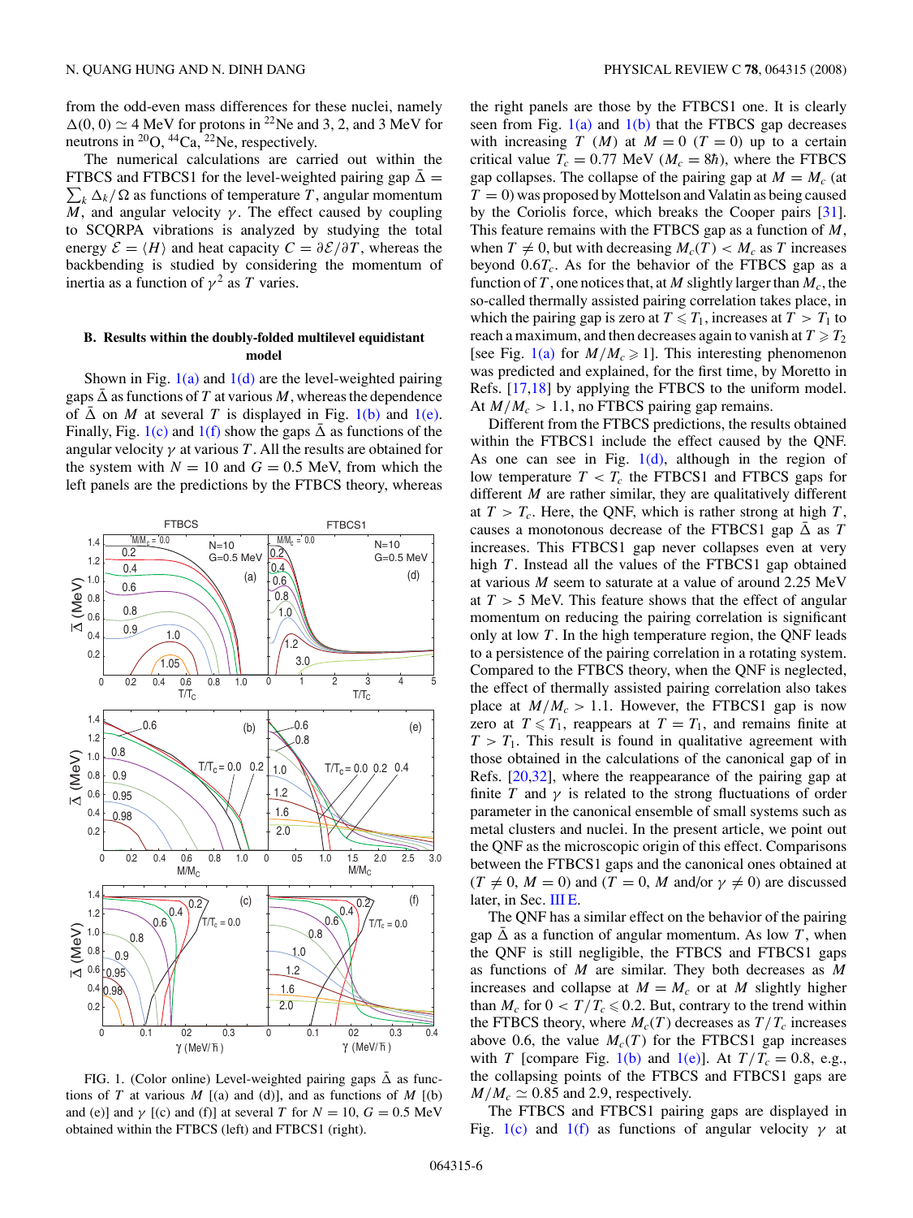from the odd-even mass differences for these nuclei, namely $\Delta(0,0) \simeq 4$ MeV for protons in $^{22}$Ne and 3, 2, and 3 MeV for neutrons in $^{20}$O, $^{44}$Ca, $^{22}$Ne, respectively.

The numerical calculations are carried out within the FTBCS and FTBCS1 for the level-weighted pairing gap $\bar{\Delta} = \sum_k \Delta_k/\Omega$ as functions of temperature $T$, angular momentum $M$, and angular velocity $\gamma$. The effect caused by coupling to SCQRPA vibrations is analyzed by studying the total energy $\mathcal{E} = \langle H \rangle$ and heat capacity $C = \partial\mathcal{E}/\partial T$, whereas the backbending is studied by considering the momentum of inertia as a function of $\gamma^2$ as $T$ varies.

### B. Results within the doubly-folded multilevel equidistant model

Shown in Fig. 1(a) and 1(d) are the level-weighted pairing gaps $\bar{\Delta}$ as functions of $T$ at various $M$, whereas the dependence of $\bar{\Delta}$ on $M$ at several $T$ is displayed in Fig. 1(b) and 1(e). Finally, Fig. 1(c) and 1(f) show the gaps $\bar{\Delta}$ as functions of the angular velocity $\gamma$ at various $T$. All the results are obtained for the system with $N = 10$ and $G = 0.5$ MeV, from which the left panels are the predictions by the FTBCS theory, whereas the right panels are those by the FTBCS1 one. It is clearly seen from Fig. 1(a) and 1(b) that the FTBCS gap decreases with increasing $T$ $(M)$ at $M = 0$ $(T = 0)$ up to a certain critical value $T_c = 0.77$ MeV $(M_c = 8\hbar)$, where the FTBCS gap collapses. The collapse of the pairing gap at $M = M_c$ (at $T = 0$) was proposed by Mottelson and Valatin as being caused by the Coriolis force, which breaks the Cooper pairs [31]. This feature remains with the FTBCS gap as a function of $M$, when $T \neq 0$, but with decreasing $M_c(T) < M_c$ as $T$ increases beyond $0.6T_c$. As for the behavior of the FTBCS gap as a function of $T$, one notices that, at $M$ slightly larger than $M_c$, the so-called thermally assisted pairing correlation takes place, in which the pairing gap is zero at $T \leqslant T_1$, increases at $T > T_1$ to reach a maximum, and then decreases again to vanish at $T \geqslant T_2$ [see Fig. 1(a) for $M/M_c \geqslant 1$]. This interesting phenomenon was predicted and explained, for the first time, by Moretto in Refs. [17,18] by applying the FTBCS to the uniform model. At $M/M_c > 1.1$, no FTBCS pairing gap remains.

Different from the FTBCS predictions, the results obtained within the FTBCS1 include the effect caused by the QNF. As one can see in Fig. 1(d), although in the region of low temperature $T < T_c$ the FTBCS1 and FTBCS gaps for different $M$ are rather similar, they are qualitatively different at $T > T_c$. Here, the QNF, which is rather strong at high $T$, causes a monotonous decrease of the FTBCS1 gap $\bar{\Delta}$ as $T$ increases. This FTBCS1 gap never collapses even at very high $T$. Instead all the values of the FTBCS1 gap obtained at various $M$ seem to saturate at a value of around 2.25 MeV at $T > 5$ MeV. This feature shows that the effect of angular momentum on reducing the pairing correlation is significant only at low $T$. In the high temperature region, the QNF leads to a persistence of the pairing correlation in a rotating system. Compared to the FTBCS theory, when the QNF is neglected, the effect of thermally assisted pairing correlation also takes place at $M/M_c > 1.1$. However, the FTBCS1 gap is now zero at $T \leqslant T_1$, reappears at $T = T_1$, and remains finite at $T > T_1$. This result is found in qualitative agreement with those obtained in the calculations of the canonical gap of in Refs. [20,32], where the reappearance of the pairing gap at finite $T$ and $\gamma$ is related to the strong fluctuations of order parameter in the canonical ensemble of small systems such as metal clusters and nuclei. In the present article, we point out the QNF as the microscopic origin of this effect. Comparisons between the FTBCS1 gaps and the canonical ones obtained at $(T \neq 0, M = 0)$ and $(T = 0, M$ and/or $\gamma \neq 0)$ are discussed later, in Sec. III E.

The QNF has a similar effect on the behavior of the pairing gap $\bar{\Delta}$ as a function of angular momentum. As low $T$, when the QNF is still negligible, the FTBCS and FTBCS1 gaps as functions of $M$ are similar. They both decreases as $M$ increases and collapse at $M = M_c$ or at $M$ slightly higher than $M_c$ for $0 < T/T_c \leqslant 0.2$. But, contrary to the trend within the FTBCS theory, where $M_c(T)$ decreases as $T/T_c$ increases above 0.6, the value $M_c(T)$ for the FTBCS1 gap increases with $T$ [compare Fig. 1(b) and 1(e)]. At $T/T_c = 0.8$, e.g., the collapsing points of the FTBCS and FTBCS1 gaps are $M/M_c \simeq 0.85$ and 2.9, respectively.

The FTBCS and FTBCS1 pairing gaps are displayed in Fig. 1(c) and 1(f) as functions of angular velocity $\gamma$ at

FIG. 1. (Color online) Level-weighted pairing gaps $\bar{\Delta}$ as functions of $T$ at various $M$ [(a) and (d)], and as functions of $M$ [(b) and (e)] and $\gamma$ [(c) and (f)] at several $T$ for $N = 10$, $G = 0.5$ MeV obtained within the FTBCS (left) and FTBCS1 (right).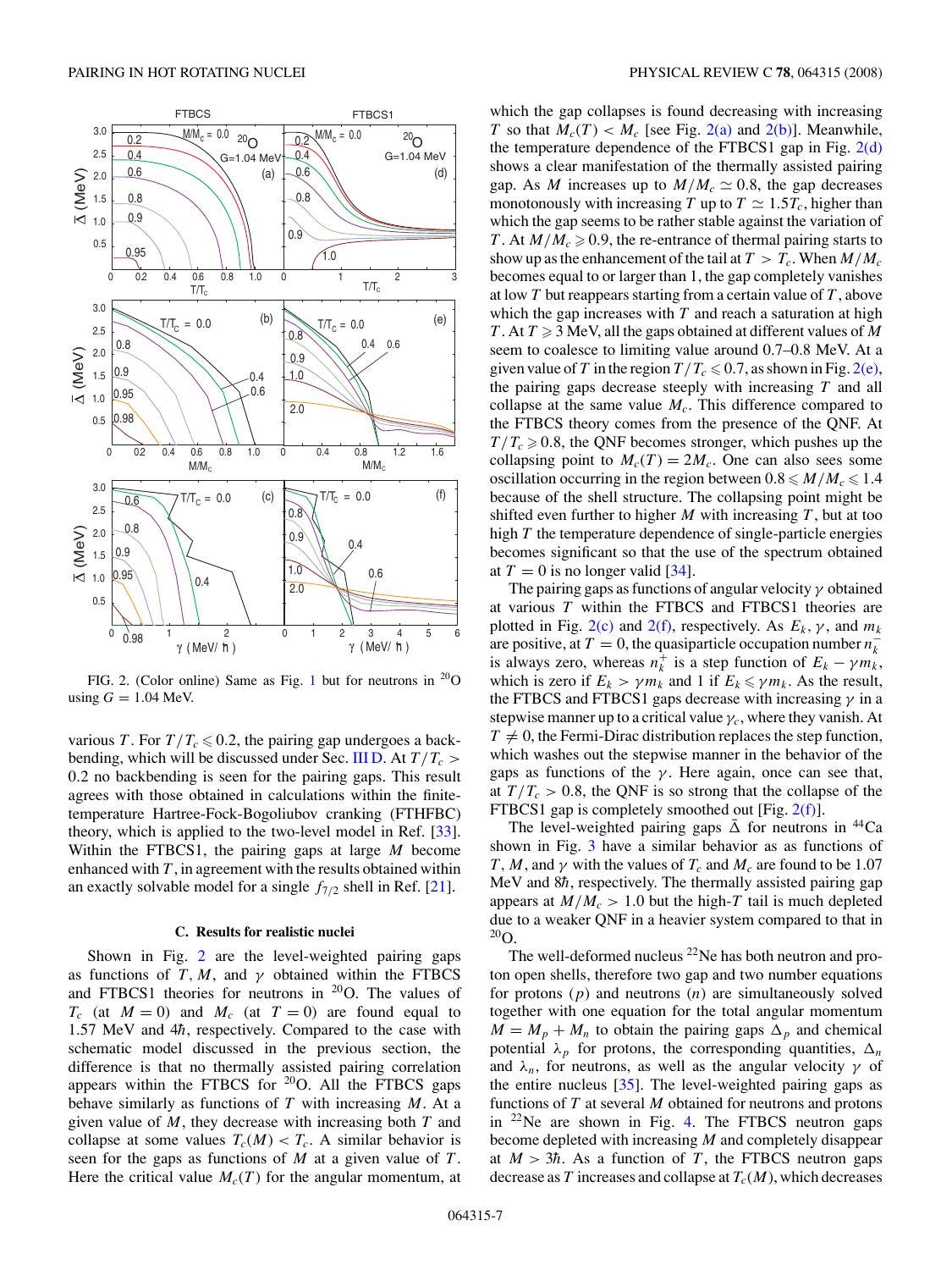FIG. 2. (Color online) Same as Fig. 1 but for neutrons in $^{20}$O using $G = 1.04$ MeV.

various $T$. For $T/T_c \leqslant 0.2$, the pairing gap undergoes a backbending, which will be discussed under Sec. III D. At $T/T_c > 0.2$ no backbending is seen for the pairing gaps. This result agrees with those obtained in calculations within the finite-temperature Hartree-Fock-Bogoliubov cranking (FTHFBC) theory, which is applied to the two-level model in Ref. [33]. Within the FTBCS1, the pairing gaps at large $M$ become enhanced with $T$, in agreement with the results obtained within an exactly solvable model for a single $f_{7/2}$ shell in Ref. [21].

### C. Results for realistic nuclei

Shown in Fig. 2 are the level-weighted pairing gaps as functions of $T$, $M$, and $\gamma$ obtained within the FTBCS and FTBCS1 theories for neutrons in $^{20}$O. The values of $T_c$ (at $M = 0$) and $M_c$ (at $T = 0$) are found equal to 1.57 MeV and $4\hbar$, respectively. Compared to the case with schematic model discussed in the previous section, the difference is that no thermally assisted pairing correlation appears within the FTBCS for $^{20}$O. All the FTBCS gaps behave similarly as functions of $T$ with increasing $M$. At a given value of $M$, they decrease with increasing both $T$ and collapse at some values $T_c(M) < T_c$. A similar behavior is seen for the gaps as functions of $M$ at a given value of $T$. Here the critical value $M_c(T)$ for the angular momentum, at which the gap collapses is found decreasing with increasing $T$ so that $M_c(T) < M_c$ [see Fig. 2(a) and 2(b)]. Meanwhile, the temperature dependence of the FTBCS1 gap in Fig. 2(d) shows a clear manifestation of the thermally assisted pairing gap. As $M$ increases up to $M/M_c \simeq 0.8$, the gap decreases monotonously with increasing $T$ up to $T \simeq 1.5T_c$, higher than which the gap seems to be rather stable against the variation of $T$. At $M/M_c \geqslant 0.9$, the re-entrance of thermal pairing starts to show up as the enhancement of the tail at $T > T_c$. When $M/M_c$ becomes equal to or larger than 1, the gap completely vanishes at low $T$ but reappears starting from a certain value of $T$, above which the gap increases with $T$ and reach a saturation at high $T$. At $T \geqslant 3$ MeV, all the gaps obtained at different values of $M$ seem to coalesce to limiting value around 0.7–0.8 MeV. At a given value of $T$ in the region $T/T_c \leqslant 0.7$, as shown in Fig. 2(e), the pairing gaps decrease steeply with increasing $T$ and all collapse at the same value $M_c$. This difference compared to the FTBCS theory comes from the presence of the QNF. At $T/T_c \geqslant 0.8$, the QNF becomes stronger, which pushes up the collapsing point to $M_c(T) = 2M_c$. One can also sees some oscillation occurring in the region between $0.8 \leqslant M/M_c \leqslant 1.4$ because of the shell structure. The collapsing point might be shifted even further to higher $M$ with increasing $T$, but at too high $T$ the temperature dependence of single-particle energies becomes significant so that the use of the spectrum obtained at $T = 0$ is no longer valid [34].

The pairing gaps as functions of angular velocity $\gamma$ obtained at various $T$ within the FTBCS and FTBCS1 theories are plotted in Fig. 2(c) and 2(f), respectively. As $E_k$, $\gamma$, and $m_k$ are positive, at $T = 0$, the quasiparticle occupation number $n_k^-$ is always zero, whereas $n_k^+$ is a step function of $E_k - \gamma m_k$, which is zero if $E_k > \gamma m_k$ and 1 if $E_k \leqslant \gamma m_k$. As the result, the FTBCS and FTBCS1 gaps decrease with increasing $\gamma$ in a stepwise manner up to a critical value $\gamma_c$, where they vanish. At $T \neq 0$, the Fermi-Dirac distribution replaces the step function, which washes out the stepwise manner in the behavior of the gaps as functions of the $\gamma$. Here again, once can see that, at $T/T_c > 0.8$, the QNF is so strong that the collapse of the FTBCS1 gap is completely smoothed out [Fig. 2(f)].

The level-weighted pairing gaps $\bar{\Delta}$ for neutrons in $^{44}$Ca shown in Fig. 3 have a similar behavior as as functions of $T$, $M$, and $\gamma$ with the values of $T_c$ and $M_c$ are found to be 1.07 MeV and $8\hbar$, respectively. The thermally assisted pairing gap appears at $M/M_c > 1.0$ but the high-$T$ tail is much depleted due to a weaker QNF in a heavier system compared to that in $^{20}$O.

The well-deformed nucleus $^{22}$Ne has both neutron and proton open shells, therefore two gap and two number equations for protons ($p$) and neutrons ($n$) are simultaneously solved together with one equation for the total angular momentum $M = M_p + M_n$ to obtain the pairing gaps $\Delta_p$ and chemical potential $\lambda_p$ for protons, the corresponding quantities, $\Delta_n$ and $\lambda_n$, for neutrons, as well as the angular velocity $\gamma$ of the entire nucleus [35]. The level-weighted pairing gaps as functions of $T$ at several $M$ obtained for neutrons and protons in $^{22}$Ne are shown in Fig. 4. The FTBCS neutron gaps become depleted with increasing $M$ and completely disappear at $M > 3\hbar$. As a function of $T$, the FTBCS neutron gaps decrease as $T$ increases and collapse at $T_c(M)$, which decreases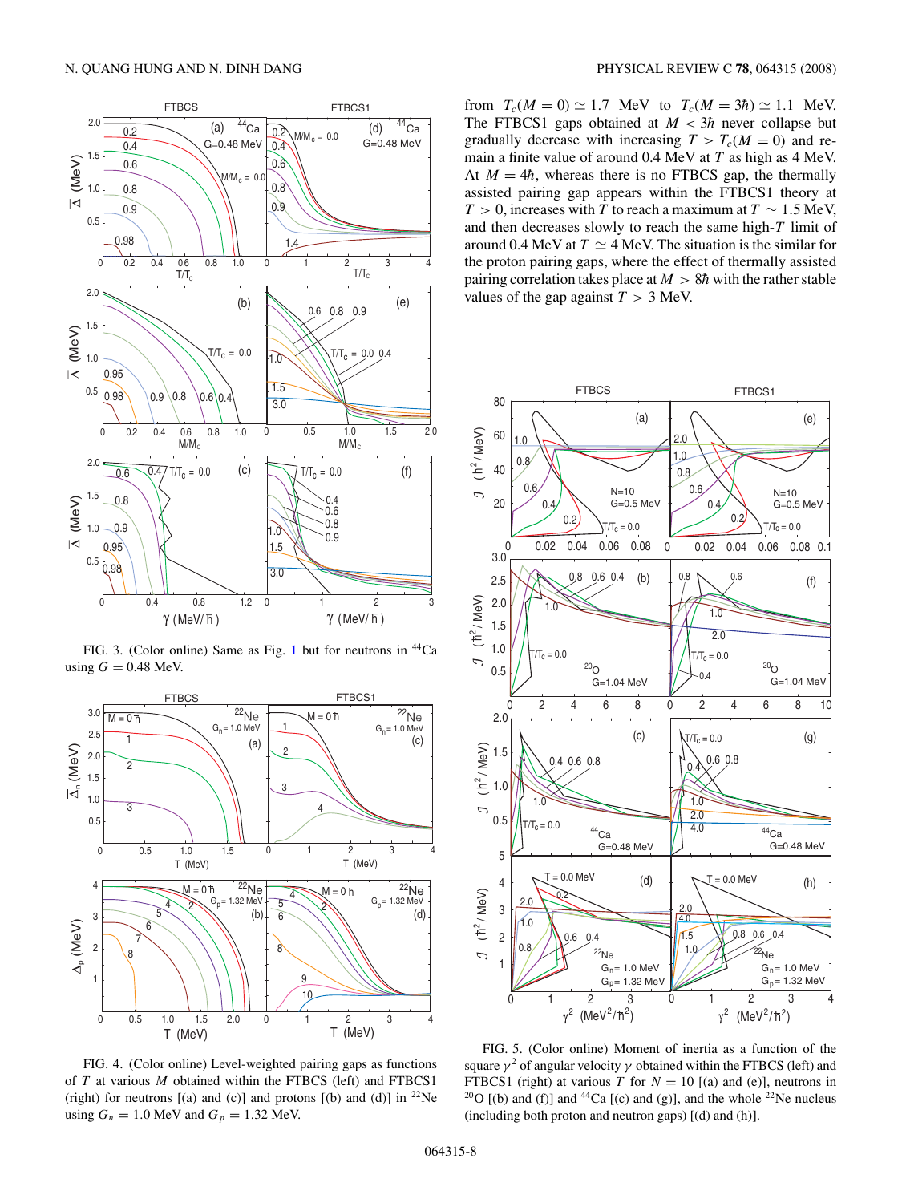from $T_c(M = 0) \simeq 1.7$ MeV to $T_c(M = 3\hbar) \simeq 1.1$ MeV. The FTBCS1 gaps obtained at $M < 3\hbar$ never collapse but gradually decrease with increasing $T > T_c(M = 0)$ and remain a finite value of around 0.4 MeV at $T$ as high as 4 MeV. At $M = 4\hbar$, whereas there is no FTBCS gap, the thermally assisted pairing gap appears within the FTBCS1 theory at $T > 0$, increases with $T$ to reach a maximum at $T \sim 1.5$ MeV, and then decreases slowly to reach the same high-$T$ limit of around 0.4 MeV at $T \simeq 4$ MeV. The situation is the similar for the proton pairing gaps, where the effect of thermally assisted pairing correlation takes place at $M > 8\hbar$ with the rather stable values of the gap against $T > 3$ MeV.

FIG. 3. (Color online) Same as Fig. 1 but for neutrons in $^{44}$Ca using $G = 0.48$ MeV.

FIG. 4. (Color online) Level-weighted pairing gaps as functions of $T$ at various $M$ obtained within the FTBCS (left) and FTBCS1 (right) for neutrons [(a) and (c)] and protons [(b) and (d)] in $^{22}$Ne using $G_n = 1.0$ MeV and $G_p = 1.32$ MeV.

FIG. 5. (Color online) Moment of inertia as a function of the square $\gamma^2$ of angular velocity $\gamma$ obtained within the FTBCS (left) and FTBCS1 (right) at various $T$ for $N = 10$ [(a) and (e)], neutrons in $^{20}$O [(b) and (f)] and $^{44}$Ca [(c) and (g)], and the whole $^{22}$Ne nucleus (including both proton and neutron gaps) [(d) and (h)].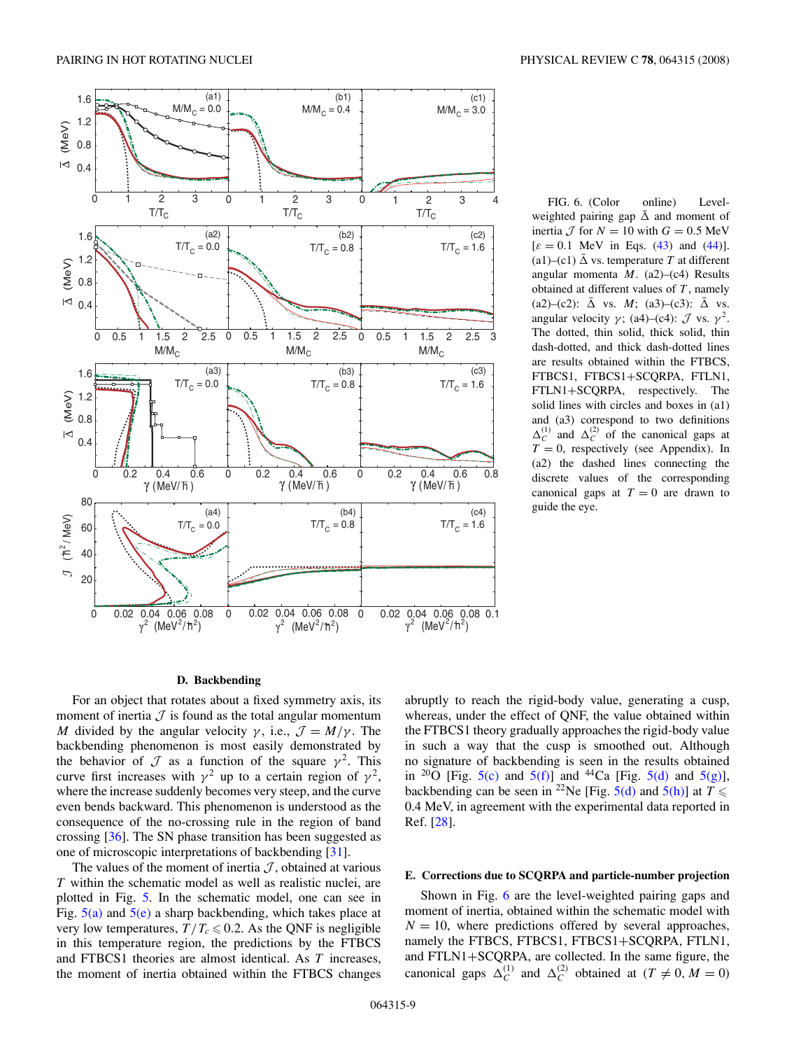FIG. 6. (Color online) Level-weighted pairing gap $\bar{\Delta}$ and moment of inertia $\mathcal{J}$ for $N = 10$ with $G = 0.5$ MeV [$\varepsilon = 0.1$ MeV in Eqs. (43) and (44)]. (a1)–(c1) $\bar{\Delta}$ vs. temperature $T$ at different angular momenta $M$. (a2)–(c4) Results obtained at different values of $T$, namely (a2)–(c2): $\bar{\Delta}$ vs. $M$; (a3)–(c3): $\bar{\Delta}$ vs. angular velocity $\gamma$; (a4)–(c4): $\mathcal{J}$ vs. $\gamma^2$. The dotted, thin solid, thick solid, thin dash-dotted, and thick dash-dotted lines are results obtained within the FTBCS, FTBCS1, FTBCS1+SCQRPA, FTLN1, FTLN1+SCQRPA, respectively. The solid lines with circles and boxes in (a1) and (a3) correspond to two definitions $\Delta_C^{(1)}$ and $\Delta_C^{(2)}$ of the canonical gaps at $T = 0$, respectively (see Appendix). In (a2) the dashed lines connecting the discrete values of the corresponding canonical gaps at $T = 0$ are drawn to guide the eye.

### D. Backbending

For an object that rotates about a fixed symmetry axis, its moment of inertia $\mathcal{J}$ is found as the total angular momentum $M$ divided by the angular velocity $\gamma$, i.e., $\mathcal{J} = M/\gamma$. The backbending phenomenon is most easily demonstrated by the behavior of $\mathcal{J}$ as a function of the square $\gamma^2$. This curve first increases with $\gamma^2$ up to a certain region of $\gamma^2$, where the increase suddenly becomes very steep, and the curve even bends backward. This phenomenon is understood as the consequence of the no-crossing rule in the region of band crossing [36]. The SN phase transition has been suggested as one of microscopic interpretations of backbending [31].

The values of the moment of inertia $\mathcal{J}$, obtained at various $T$ within the schematic model as well as realistic nuclei, are plotted in Fig. 5. In the schematic model, one can see in Fig. 5(a) and 5(e) a sharp backbending, which takes place at very low temperatures, $T/T_c \leqslant 0.2$. As the QNF is negligible in this temperature region, the predictions by the FTBCS and FTBCS1 theories are almost identical. As $T$ increases, the moment of inertia obtained within the FTBCS changes abruptly to reach the rigid-body value, generating a cusp, whereas, under the effect of QNF, the value obtained within the FTBCS1 theory gradually approaches the rigid-body value in such a way that the cusp is smoothed out. Although no signature of backbending is seen in the results obtained in $^{20}$O [Fig. 5(c) and 5(f)] and $^{44}$Ca [Fig. 5(d) and 5(g)], backbending can be seen in $^{22}$Ne [Fig. 5(d) and 5(h)] at $T \leqslant 0.4$ MeV, in agreement with the experimental data reported in Ref. [28].

### E. Corrections due to SCQRPA and particle-number projection

Shown in Fig. 6 are the level-weighted pairing gaps and moment of inertia, obtained within the schematic model with $N = 10$, where predictions offered by several approaches, namely the FTBCS, FTBCS1, FTBCS1+SCQRPA, FTLN1, and FTLN1+SCQRPA, are collected. In the same figure, the canonical gaps $\Delta_C^{(1)}$ and $\Delta_C^{(2)}$ obtained at ($T \neq 0$, $M = 0$)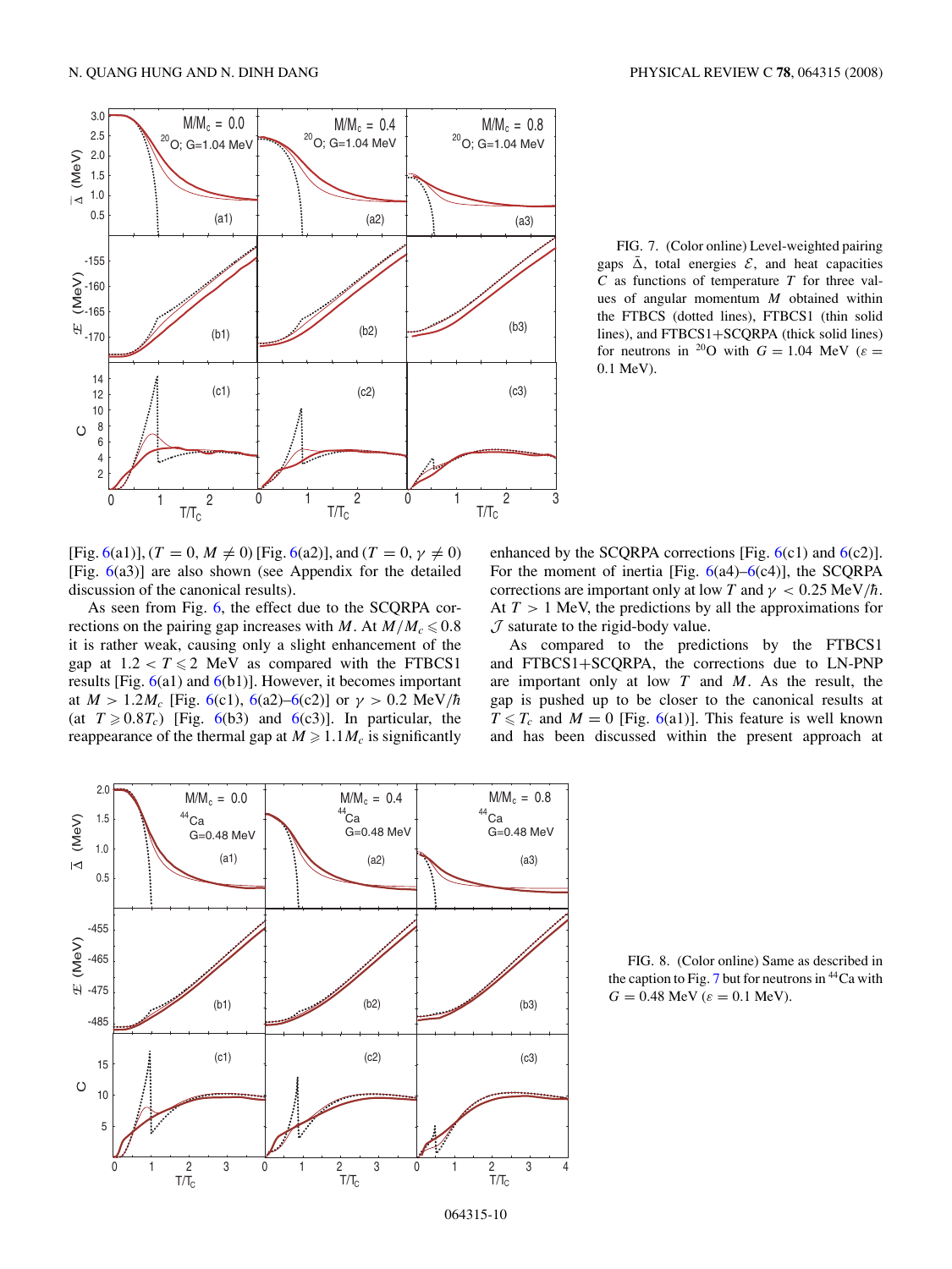FIG. 7. (Color online) Level-weighted pairing gaps $\bar{\Delta}$, total energies $\mathcal{E}$, and heat capacities $C$ as functions of temperature $T$ for three values of angular momentum $M$ obtained within the FTBCS (dotted lines), FTBCS1 (thin solid lines), and FTBCS1+SCQRPA (thick solid lines) for neutrons in $^{20}$O with $G = 1.04$ MeV ($\varepsilon = 0.1$ MeV).

[Fig. 6(a1)], ($T = 0, M \neq 0$) [Fig. 6(a2)], and ($T = 0, \gamma \neq 0$) [Fig. 6(a3)] are also shown (see Appendix for the detailed discussion of the canonical results).

As seen from Fig. 6, the effect due to the SCQRPA corrections on the pairing gap increases with $M$. At $M/M_c \leqslant 0.8$ it is rather weak, causing only a slight enhancement of the gap at $1.2 < T \leqslant 2$ MeV as compared with the FTBCS1 results [Fig. 6(a1) and 6(b1)]. However, it becomes important at $M > 1.2M_c$ [Fig. 6(c1), 6(a2)–6(c2)] or $\gamma > 0.2$ MeV/$\hbar$ (at $T \geqslant 0.8T_c$) [Fig. 6(b3) and 6(c3)]. In particular, the reappearance of the thermal gap at $M \geqslant 1.1M_c$ is significantly enhanced by the SCQRPA corrections [Fig. 6(c1) and 6(c2)]. For the moment of inertia [Fig. 6(a4)–6(c4)], the SCQRPA corrections are important only at low $T$ and $\gamma < 0.25$ MeV/$\hbar$. At $T > 1$ MeV, the predictions by all the approximations for $\mathcal{J}$ saturate to the rigid-body value.

As compared to the predictions by the FTBCS1 and FTBCS1+SCQRPA, the corrections due to LN-PNP are important only at low $T$ and $M$. As the result, the gap is pushed up to be closer to the canonical results at $T \leqslant T_c$ and $M = 0$ [Fig. 6(a1)]. This feature is well known and has been discussed within the present approach at

FIG. 8. (Color online) Same as described in the caption to Fig. 7 but for neutrons in $^{44}$Ca with $G = 0.48$ MeV ($\varepsilon = 0.1$ MeV).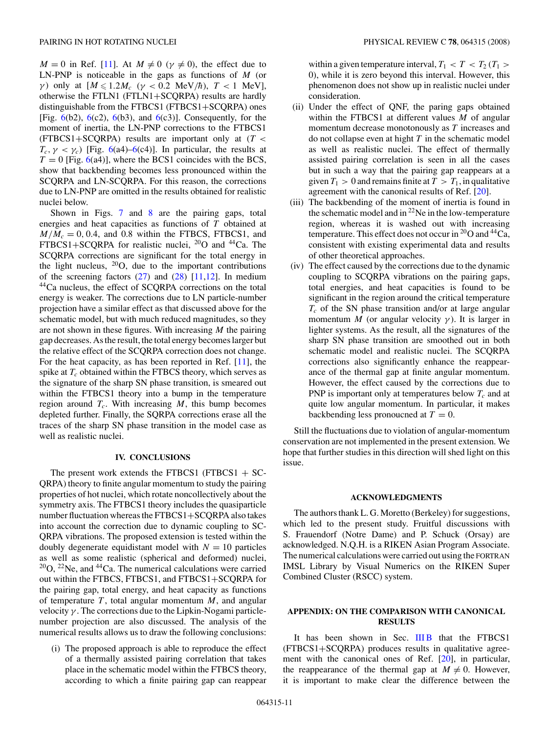$M = 0$ in Ref. [11]. At $M \neq 0$ ($\gamma \neq 0$), the effect due to LN-PNP is noticeable in the gaps as functions of $M$ (or $\gamma$) only at [$M \leqslant 1.2 M_c$ ($\gamma < 0.2$ MeV/$\hbar$), $T < 1$ MeV], otherwise the FTLN1 (FTLN1+SCQRPA) results are hardly distinguishable from the FTBCS1 (FTBCS1+SCQRPA) ones [Fig. 6(b2), 6(c2), 6(b3), and 6(c3)]. Consequently, for the moment of inertia, the LN-PNP corrections to the FTBCS1 (FTBCS1+SCQRPA) results are important only at ($T < T_c, \gamma < \gamma_c$) [Fig. 6(a4)–6(c4)]. In particular, the results at $T = 0$ [Fig. 6(a4)], where the BCS1 coincides with the BCS, show that backbending becomes less pronounced within the SCQRPA and LN-SCQRPA. For this reason, the corrections due to LN-PNP are omitted in the results obtained for realistic nuclei below.

Shown in Figs. 7 and 8 are the pairing gaps, total energies and heat capacities as functions of $T$ obtained at $M/M_c = 0, 0.4$, and 0.8 within the FTBCS, FTBCS1, and FTBCS1+SCQRPA for realistic nuclei, $^{20}$O and $^{44}$Ca. The SCQRPA corrections are significant for the total energy in the light nucleus, $^{20}$O, due to the important contributions of the screening factors (27) and (28) [11,12]. In medium $^{44}$Ca nucleus, the effect of SCQRPA corrections on the total energy is weaker. The corrections due to LN particle-number projection have a similar effect as that discussed above for the schematic model, but with much reduced magnitudes, so they are not shown in these figures. With increasing $M$ the pairing gap decreases. As the result, the total energy becomes larger but the relative effect of the SCQRPA correction does not change. For the heat capacity, as has been reported in Ref. [11], the spike at $T_c$ obtained within the FTBCS theory, which serves as the signature of the sharp SN phase transition, is smeared out within the FTBCS1 theory into a bump in the temperature region around $T_c$. With increasing $M$, this bump becomes depleted further. Finally, the SQRPA corrections erase all the traces of the sharp SN phase transition in the model case as well as realistic nuclei.

## IV. CONCLUSIONS

The present work extends the FTBCS1 (FTBCS1 + SCQRPA) theory to finite angular momentum to study the pairing properties of hot nuclei, which rotate noncollectively about the symmetry axis. The FTBCS1 theory includes the quasiparticle number fluctuation whereas the FTBCS1+SCQRPA also takes into account the correction due to dynamic coupling to SCQRPA vibrations. The proposed extension is tested within the doubly degenerate equidistant model with $N = 10$ particles as well as some realistic (spherical and deformed) nuclei, $^{20}$O, $^{22}$Ne, and $^{44}$Ca. The numerical calculations were carried out within the FTBCS, FTBCS1, and FTBCS1+SCQRPA for the pairing gap, total energy, and heat capacity as functions of temperature $T$, total angular momentum $M$, and angular velocity $\gamma$. The corrections due to the Lipkin-Nogami particle-number projection are also discussed. The analysis of the numerical results allows us to draw the following conclusions:

(i) The proposed approach is able to reproduce the effect of a thermally assisted pairing correlation that takes place in the schematic model within the FTBCS theory, according to which a finite pairing gap can reappear within a given temperature interval, $T_1 < T < T_2$ ($T_1 > 0$), while it is zero beyond this interval. However, this phenomenon does not show up in realistic nuclei under consideration.

(ii) Under the effect of QNF, the paring gaps obtained within the FTBCS1 at different values $M$ of angular momentum decrease monotonously as $T$ increases and do not collapse even at hight $T$ in the schematic model as well as realistic nuclei. The effect of thermally assisted pairing correlation is seen in all the cases but in such a way that the pairing gap reappears at a given $T_1 > 0$ and remains finite at $T > T_1$, in qualitative agreement with the canonical results of Ref. [20].

(iii) The backbending of the moment of inertia is found in the schematic model and in $^{22}$Ne in the low-temperature region, whereas it is washed out with increasing temperature. This effect does not occur in $^{20}$O and $^{44}$Ca, consistent with existing experimental data and results of other theoretical approaches.

(iv) The effect caused by the corrections due to the dynamic coupling to SCQRPA vibrations on the pairing gaps, total energies, and heat capacities is found to be significant in the region around the critical temperature $T_c$ of the SN phase transition and/or at large angular momentum $M$ (or angular velocity $\gamma$). It is larger in lighter systems. As the result, all the signatures of the sharp SN phase transition are smoothed out in both schematic model and realistic nuclei. The SCQRPA corrections also significantly enhance the reappearance of the thermal gap at finite angular momentum. However, the effect caused by the corrections due to PNP is important only at temperatures below $T_c$ and at quite low angular momentum. In particular, it makes backbending less pronoucned at $T = 0$.

Still the fluctuations due to violation of angular-momentum conservation are not implemented in the present extension. We hope that further studies in this direction will shed light on this issue.

## ACKNOWLEDGMENTS

The authors thank L. G. Moretto (Berkeley) for suggestions, which led to the present study. Fruitful discussions with S. Frauendorf (Notre Dame) and P. Schuck (Orsay) are acknowledged. N.Q.H. is a RIKEN Asian Program Associate. The numerical calculations were carried out using the FORTRAN IMSL Library by Visual Numerics on the RIKEN Super Combined Cluster (RSCC) system.

## APPENDIX: ON THE COMPARISON WITH CANONICAL RESULTS

It has been shown in Sec. III B that the FTBCS1 (FTBCS1+SCQRPA) produces results in qualitative agreement with the canonical ones of Ref. [20], in particular, the reappearance of the thermal gap at $M \neq 0$. However, it is important to make clear the difference between the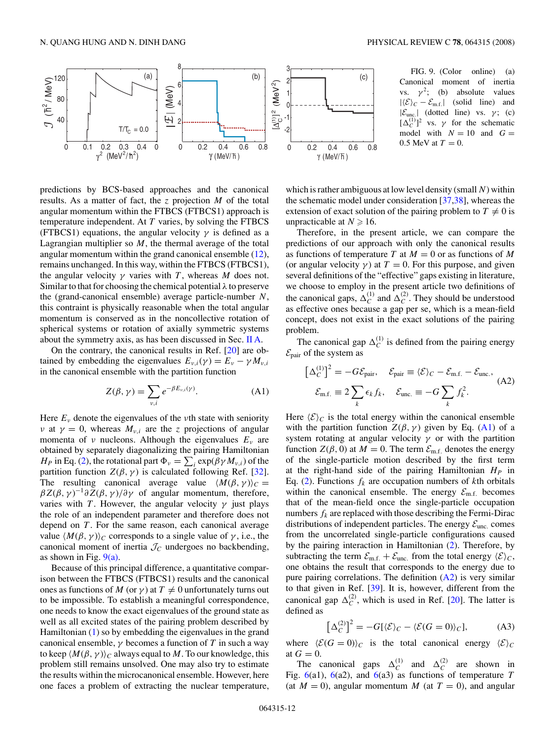FIG. 9. (Color online) (a) Canonical moment of inertia vs. $\gamma^2$; (b) absolute values $|\langle\mathcal{E}\rangle_C - \mathcal{E}_{\rm m.f.}|$ (solid line) and $|\mathcal{E}_{\rm unc.}|$ (dotted line) vs. $\gamma$; (c) $[\Delta_C^{(1)}]^2$ vs. $\gamma$ for the schematic model with $N = 10$ and $G = 0.5$ MeV at $T = 0$.

predictions by BCS-based approaches and the canonical results. As a matter of fact, the $z$ projection $M$ of the total angular momentum within the FTBCS (FTBCS1) approach is temperature independent. At $T$ varies, by solving the FTBCS (FTBCS1) equations, the angular velocity $\gamma$ is defined as a Lagrangian multiplier so $M$, the thermal average of the total angular momentum within the grand canonical ensemble (12), remains unchanged. In this way, within the FTBCS (FTBCS1), the angular velocity $\gamma$ varies with $T$, whereas $M$ does not. Similar to that for choosing the chemical potential $\lambda$ to preserve the (grand-canonical ensemble) average particle-number $N$, this contraint is physically reasonable when the total angular momentum is conserved as in the noncollective rotation of spherical systems or rotation of axially symmetric systems about the symmetry axis, as has been discussed in Sec. II A.

On the contrary, the canonical results in Ref. [20] are obtained by embedding the eigenvalues $E_{\nu,i}(\gamma) = E_\nu - \gamma M_{\nu,i}$ in the canonical ensemble with the partition function

$$Z(\beta,\gamma) = \sum_{\nu,i} e^{-\beta E_{\nu,i}(\gamma)}. \tag{A1}$$

Here $E_\nu$ denote the eigenvalues of the $\nu$th state with seniority $\nu$ at $\gamma = 0$, whereas $M_{\nu,i}$ are the $z$ projections of angular momenta of $\nu$ nucleons. Although the eigenvalues $E_\nu$ are obtained by separately diagonalizing the pairing Hamiltonian $H_P$ in Eq. (2), the rotational part $\Phi_\nu = \sum_i \exp(\beta\gamma M_{\nu,i})$ of the partition function $Z(\beta,\gamma)$ is calculated following Ref. [32]. The resulting canonical average value $\langle M(\beta,\gamma)\rangle_C = \beta Z(\beta,\gamma)^{-1}\partial Z(\beta,\gamma)/\partial\gamma$ of angular momentum, therefore, varies with $T$. However, the angular velocity $\gamma$ just plays the role of an independent parameter and therefore does not depend on $T$. For the same reason, each canonical average value $\langle M(\beta,\gamma)\rangle_C$ corresponds to a single value of $\gamma$, i.e., the canonical moment of inertia $\mathcal{J}_C$ undergoes no backbending, as shown in Fig. 9(a).

Because of this principal difference, a quantitative comparison between the FTBCS (FTBCS1) results and the canonical ones as functions of $M$ (or $\gamma$) at $T \neq 0$ unfortunately turns out to be impossible. To establish a meaningful correspondence, one needs to know the exact eigenvalues of the ground state as well as all excited states of the pairing problem described by Hamiltonian (1) so by embedding the eigenvalues in the grand canonical ensemble, $\gamma$ becomes a function of $T$ in such a way to keep $\langle M(\beta,\gamma)\rangle_C$ always equal to $M$. To our knowledge, this problem still remains unsolved. One may also try to estimate the results within the microcanonical ensemble. However, here one faces a problem of extracting the nuclear temperature, which is rather ambiguous at low level density (small $N$) within the schematic model under consideration [37,38], whereas the extension of exact solution of the pairing problem to $T \neq 0$ is unpracticable at $N \geqslant 16$.

Therefore, in the present article, we can compare the predictions of our approach with only the canonical results as functions of temperature $T$ at $M = 0$ or as functions of $M$ (or angular velocity $\gamma$) at $T = 0$. For this purpose, and given several definitions of the "effective" gaps existing in literature, we choose to employ in the present article two definitions of the canonical gaps, $\Delta_C^{(1)}$ and $\Delta_C^{(2)}$. They should be understood as effective ones because a gap per se, which is a mean-field concept, does not exist in the exact solutions of the pairing problem.

The canonical gap $\Delta_C^{(1)}$ is defined from the pairing energy $\mathcal{E}_{\rm pair}$ of the system as

$$\begin{aligned} \left[\Delta_C^{(1)}\right]^2 &= -G\mathcal{E}_{\rm pair}, \quad \mathcal{E}_{\rm pair} \equiv \langle\mathcal{E}\rangle_C - \mathcal{E}_{\rm m.f.} - \mathcal{E}_{\rm unc.}, \\ \mathcal{E}_{\rm m.f.} &\equiv 2\sum_k \epsilon_k f_k, \quad \mathcal{E}_{\rm unc.} \equiv -G\sum_k f_k^2. \end{aligned} \tag{A2}$$

Here $\langle\mathcal{E}\rangle_C$ is the total energy within the canonical ensemble with the partition function $Z(\beta,\gamma)$ given by Eq. (A1) of a system rotating at angular velocity $\gamma$ or with the partition function $Z(\beta,0)$ at $M = 0$. The term $\mathcal{E}_{\rm m.f.}$ denotes the energy of the single-particle motion described by the first term at the right-hand side of the pairing Hamiltonian $H_P$ in Eq. (2). Functions $f_k$ are occupation numbers of $k$th orbitals within the canonical ensemble. The energy $\mathcal{E}_{\rm m.f.}$ becomes that of the mean-field once the single-particle occupation numbers $f_k$ are replaced with those describing the Fermi-Dirac distributions of independent particles. The energy $\mathcal{E}_{\rm unc.}$ comes from the uncorrelated single-particle configurations caused by the pairing interaction in Hamiltonian (2). Therefore, by subtracting the term $\mathcal{E}_{\rm m.f.} + \mathcal{E}_{\rm unc.}$ from the total energy $\langle\mathcal{E}\rangle_C$, one obtains the result that corresponds to the energy due to pure pairing correlations. The definition (A2) is very similar to that given in Ref. [39]. It is, however, different from the canonical gap $\Delta_C^{(2)}$, which is used in Ref. [20]. The latter is defined as

$$\left[\Delta_C^{(2)}\right]^2 = -G[\langle\mathcal{E}\rangle_C - \langle\mathcal{E}(G=0)\rangle_C], \tag{A3}$$

where $\langle\mathcal{E}(G=0)\rangle_C$ is the total canonical energy $\langle\mathcal{E}\rangle_C$ at $G = 0$.

The canonical gaps $\Delta_C^{(1)}$ and $\Delta_C^{(2)}$ are shown in Fig. 6(a1), 6(a2), and 6(a3) as functions of temperature $T$ (at $M = 0$), angular momentum $M$ (at $T = 0$), and angular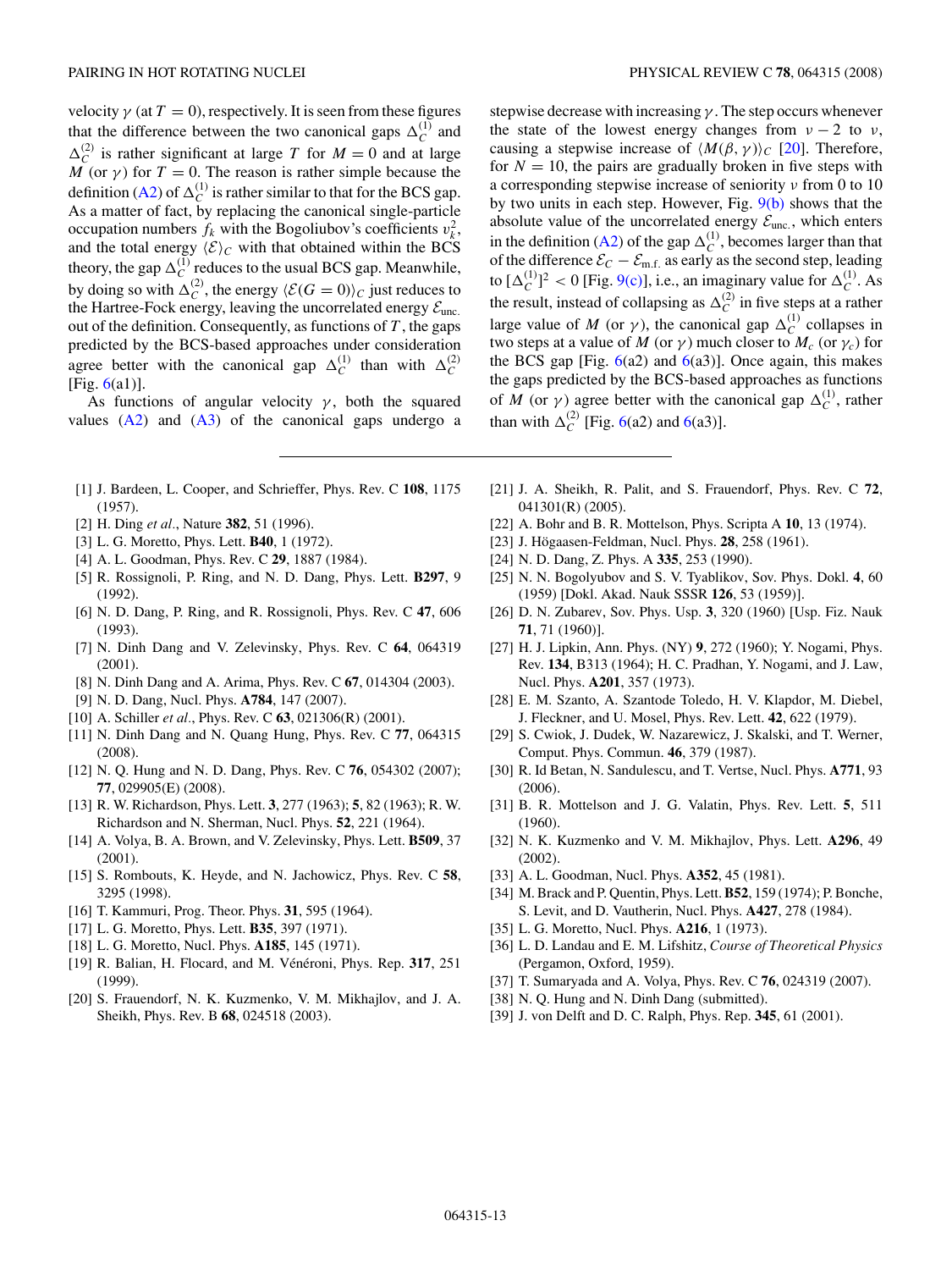velocity $\gamma$ (at $T = 0$), respectively. It is seen from these figures that the difference between the two canonical gaps $\Delta_C^{(1)}$ and $\Delta_C^{(2)}$ is rather significant at large $T$ for $M = 0$ and at large $M$ (or $\gamma$) for $T = 0$. The reason is rather simple because the definition (A2) of $\Delta_C^{(1)}$ is rather similar to that for the BCS gap. As a matter of fact, by replacing the canonical single-particle occupation numbers $f_k$ with the Bogoliubov's coefficients $v_k^2$, and the total energy $\langle \mathcal{E} \rangle_C$ with that obtained within the BCS theory, the gap $\Delta_C^{(1)}$ reduces to the usual BCS gap. Meanwhile, by doing so with $\Delta_C^{(2)}$, the energy $\langle \mathcal{E}(G = 0)\rangle_C$ just reduces to the Hartree-Fock energy, leaving the uncorrelated energy $\mathcal{E}_{\rm unc.}$ out of the definition. Consequently, as functions of $T$, the gaps predicted by the BCS-based approaches under consideration agree better with the canonical gap $\Delta_C^{(1)}$ than with $\Delta_C^{(2)}$ [Fig. 6(a1)].

As functions of angular velocity $\gamma$, both the squared values (A2) and (A3) of the canonical gaps undergo a stepwise decrease with increasing $\gamma$. The step occurs whenever the state of the lowest energy changes from $\nu - 2$ to $\nu$, causing a stepwise increase of $\langle M(\beta, \gamma)\rangle_C$ [20]. Therefore, for $N = 10$, the pairs are gradually broken in five steps with a corresponding stepwise increase of seniority $\nu$ from 0 to 10 by two units in each step. However, Fig. 9(b) shows that the absolute value of the uncorrelated energy $\mathcal{E}_{\rm unc.}$, which enters in the definition (A2) of the gap $\Delta_C^{(1)}$, becomes larger than that of the difference $\mathcal{E}_C - \mathcal{E}_{\rm m.f.}$ as early as the second step, leading to $[\Delta_C^{(1)}]^2 < 0$ [Fig. 9(c)], i.e., an imaginary value for $\Delta_C^{(1)}$. As the result, instead of collapsing as $\Delta_C^{(2)}$ in five steps at a rather large value of $M$ (or $\gamma$), the canonical gap $\Delta_C^{(1)}$ collapses in two steps at a value of $M$ (or $\gamma$) much closer to $M_c$ (or $\gamma_c$) for the BCS gap [Fig. 6(a2) and 6(a3)]. Once again, this makes the gaps predicted by the BCS-based approaches as functions of $M$ (or $\gamma$) agree better with the canonical gap $\Delta_C^{(1)}$, rather than with $\Delta_C^{(2)}$ [Fig. 6(a2) and 6(a3)].

---

[1] J. Bardeen, L. Cooper, and Schrieffer, Phys. Rev. C **108**, 1175 (1957).
[2] H. Ding *et al.*, Nature **382**, 51 (1996).
[3] L. G. Moretto, Phys. Lett. **B40**, 1 (1972).
[4] A. L. Goodman, Phys. Rev. C **29**, 1887 (1984).
[5] R. Rossignoli, P. Ring, and N. D. Dang, Phys. Lett. **B297**, 9 (1992).
[6] N. D. Dang, P. Ring, and R. Rossignoli, Phys. Rev. C **47**, 606 (1993).
[7] N. Dinh Dang and V. Zelevinsky, Phys. Rev. C **64**, 064319 (2001).
[8] N. Dinh Dang and A. Arima, Phys. Rev. C **67**, 014304 (2003).
[9] N. D. Dang, Nucl. Phys. **A784**, 147 (2007).
[10] A. Schiller *et al.*, Phys. Rev. C **63**, 021306(R) (2001).
[11] N. Dinh Dang and N. Quang Hung, Phys. Rev. C **77**, 064315 (2008).
[12] N. Q. Hung and N. D. Dang, Phys. Rev. C **76**, 054302 (2007); **77**, 029905(E) (2008).
[13] R. W. Richardson, Phys. Lett. **3**, 277 (1963); **5**, 82 (1963); R. W. Richardson and N. Sherman, Nucl. Phys. **52**, 221 (1964).
[14] A. Volya, B. A. Brown, and V. Zelevinsky, Phys. Lett. **B509**, 37 (2001).
[15] S. Rombouts, K. Heyde, and N. Jachowicz, Phys. Rev. C **58**, 3295 (1998).
[16] T. Kammuri, Prog. Theor. Phys. **31**, 595 (1964).
[17] L. G. Moretto, Phys. Lett. **B35**, 397 (1971).
[18] L. G. Moretto, Nucl. Phys. **A185**, 145 (1971).
[19] R. Balian, H. Flocard, and M. Vénéroni, Phys. Rep. **317**, 251 (1999).
[20] S. Frauendorf, N. K. Kuzmenko, V. M. Mikhajlov, and J. A. Sheikh, Phys. Rev. B **68**, 024518 (2003).
[21] J. A. Sheikh, R. Palit, and S. Frauendorf, Phys. Rev. C **72**, 041301(R) (2005).
[22] A. Bohr and B. R. Mottelson, Phys. Scripta A **10**, 13 (1974).
[23] J. Högaasen-Feldman, Nucl. Phys. **28**, 258 (1961).
[24] N. D. Dang, Z. Phys. A **335**, 253 (1990).
[25] N. N. Bogolyubov and S. V. Tyablikov, Sov. Phys. Dokl. **4**, 60 (1959) [Dokl. Akad. Nauk SSSR **126**, 53 (1959)].
[26] D. N. Zubarev, Sov. Phys. Usp. **3**, 320 (1960) [Usp. Fiz. Nauk **71**, 71 (1960)].
[27] H. J. Lipkin, Ann. Phys. (NY) **9**, 272 (1960); Y. Nogami, Phys. Rev. **134**, B313 (1964); H. C. Pradhan, Y. Nogami, and J. Law, Nucl. Phys. **A201**, 357 (1973).
[28] E. M. Szanto, A. Szantode Toledo, H. V. Klapdor, M. Diebel, J. Fleckner, and U. Mosel, Phys. Rev. Lett. **42**, 622 (1979).
[29] S. Cwiok, J. Dudek, W. Nazarewicz, J. Skalski, and T. Werner, Comput. Phys. Commun. **46**, 379 (1987).
[30] R. Id Betan, N. Sandulescu, and T. Vertse, Nucl. Phys. **A771**, 93 (2006).
[31] B. R. Mottelson and J. G. Valatin, Phys. Rev. Lett. **5**, 511 (1960).
[32] N. K. Kuzmenko and V. M. Mikhajlov, Phys. Lett. **A296**, 49 (2002).
[33] A. L. Goodman, Nucl. Phys. **A352**, 45 (1981).
[34] M. Brack and P. Quentin, Phys. Lett. **B52**, 159 (1974); P. Bonche, S. Levit, and D. Vautherin, Nucl. Phys. **A427**, 278 (1984).
[35] L. G. Moretto, Nucl. Phys. **A216**, 1 (1973).
[36] L. D. Landau and E. M. Lifshitz, *Course of Theoretical Physics* (Pergamon, Oxford, 1959).
[37] T. Sumaryada and A. Volya, Phys. Rev. C **76**, 024319 (2007).
[38] N. Q. Hung and N. Dinh Dang (submitted).
[39] J. von Delft and D. C. Ralph, Phys. Rep. **345**, 61 (2001).